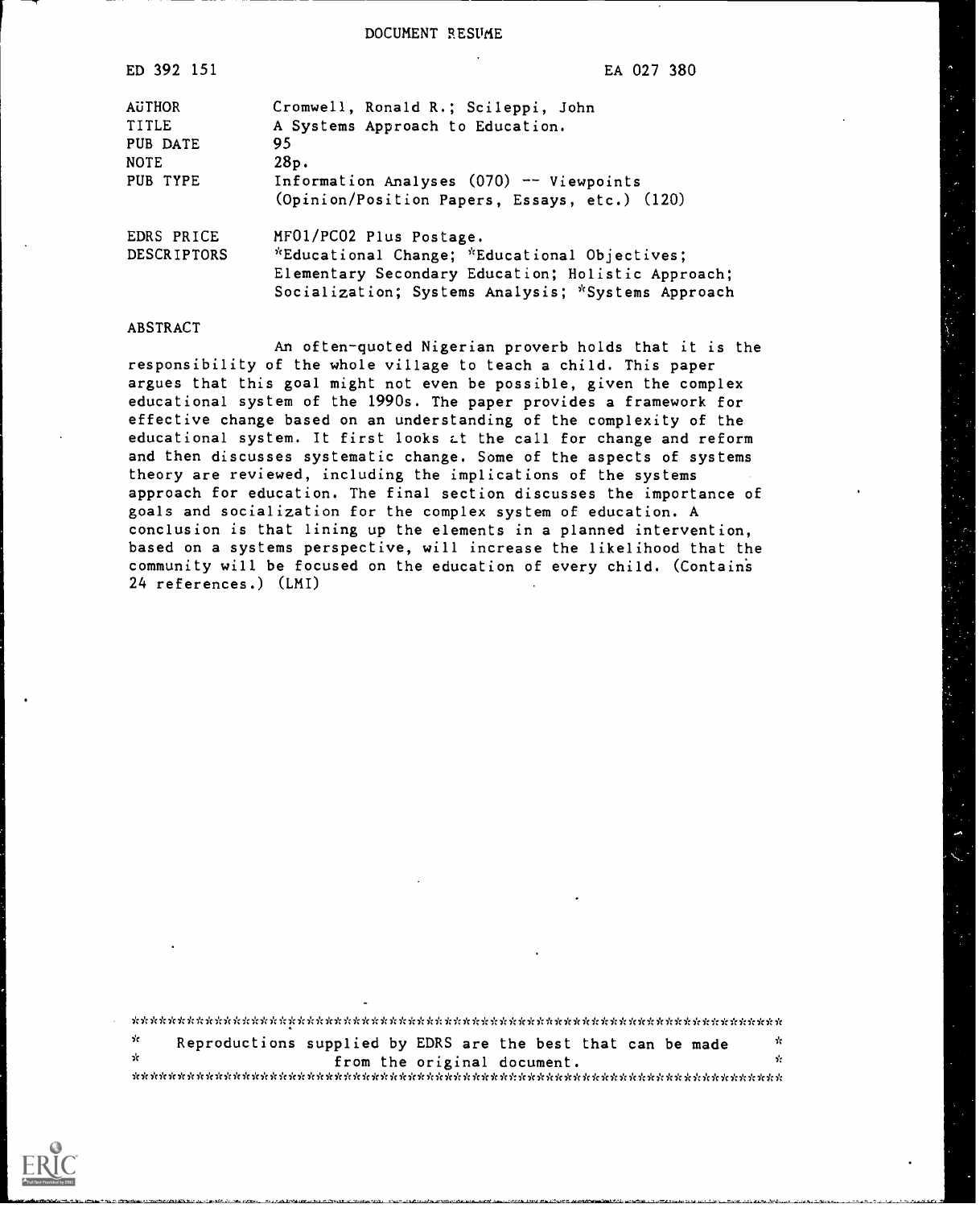DOCUMENT RESUME

| | |
|---|---|
| ED 392 151 | EA 027 380 |
| AUTHOR | Cromwell, Ronald R.; Scileppi, John |
| TITLE | A Systems Approach to Education. |
| PUB DATE | 95 |
| NOTE | 28p. |
| PUB TYPE | Information Analyses (070) -- Viewpoints (Opinion/Position Papers, Essays, etc.) (120) |
| EDRS PRICE | MF01/PC02 Plus Postage. |
| DESCRIPTORS | *Educational Change; *Educational Objectives; Elementary Secondary Education; Holistic Approach; Socialization; Systems Analysis; *Systems Approach |

ABSTRACT

An often-quoted Nigerian proverb holds that it is the responsibility of the whole village to teach a child. This paper argues that this goal might not even be possible, given the complex educational system of the 1990s. The paper provides a framework for effective change based on an understanding of the complexity of the educational system. It first looks at the call for change and reform and then discusses systematic change. Some of the aspects of systems theory are reviewed, including the implications of the systems approach for education. The final section discusses the importance of goals and socialization for the complex system of education. A conclusion is that lining up the elements in a planned intervention, based on a systems perspective, will increase the likelihood that the community will be focused on the education of every child. (Contains 24 references.) (LMI)

***********************************************************************
* Reproductions supplied by EDRS are the best that can be made *
* from the original document. *
***********************************************************************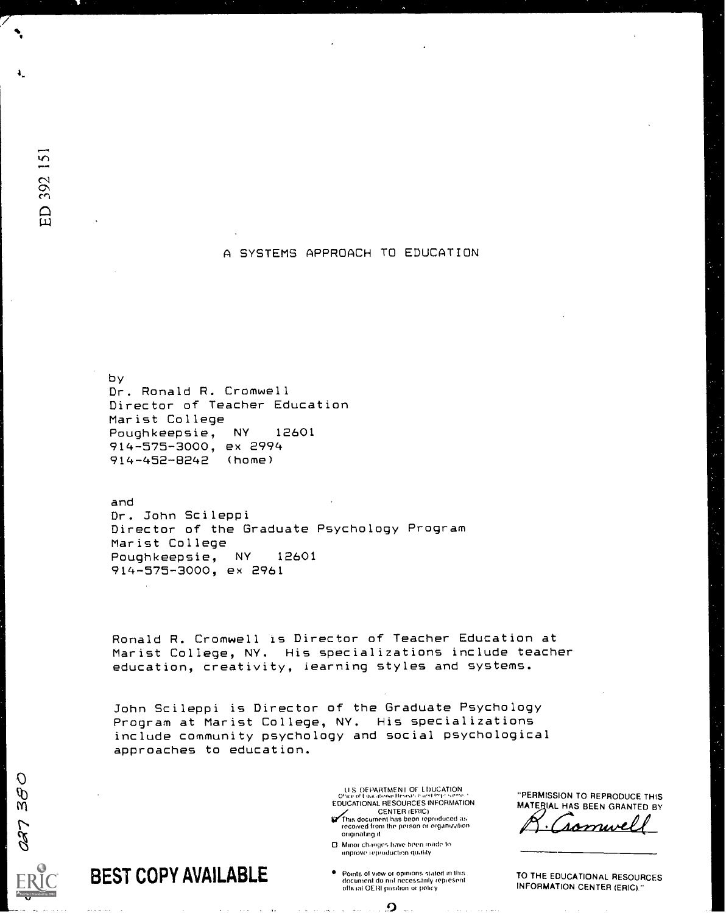ED 392 151

# A SYSTEMS APPROACH TO EDUCATION

by
Dr. Ronald R. Cromwell
Director of Teacher Education
Marist College
Poughkeepsie, NY 12601
914-575-3000, ex 2994
914-452-8242 (home)

and
Dr. John Scileppi
Director of the Graduate Psychology Program
Marist College
Poughkeepsie, NY 12601
914-575-3000, ex 2961

Ronald R. Cromwell is Director of Teacher Education at Marist College, NY. His specializations include teacher education, creativity, learning styles and systems.

John Scileppi is Director of the Graduate Psychology Program at Marist College, NY. His specializations include community psychology and social psychological approaches to education.

027 380

BEST COPY AVAILABLE

U.S. DEPARTMENT OF EDUCATION
Office of Educational Research and Improvement
EDUCATIONAL RESOURCES INFORMATION CENTER (ERIC)

- [x] This document has been reproduced as received from the person or organization originating it.
- [ ] Minor changes have been made to improve reproduction quality.

- Points of view or opinions stated in this document do not necessarily represent official OERI position or policy.

"PERMISSION TO REPRODUCE THIS MATERIAL HAS BEEN GRANTED BY R. Cromwell

TO THE EDUCATIONAL RESOURCES INFORMATION CENTER (ERIC)."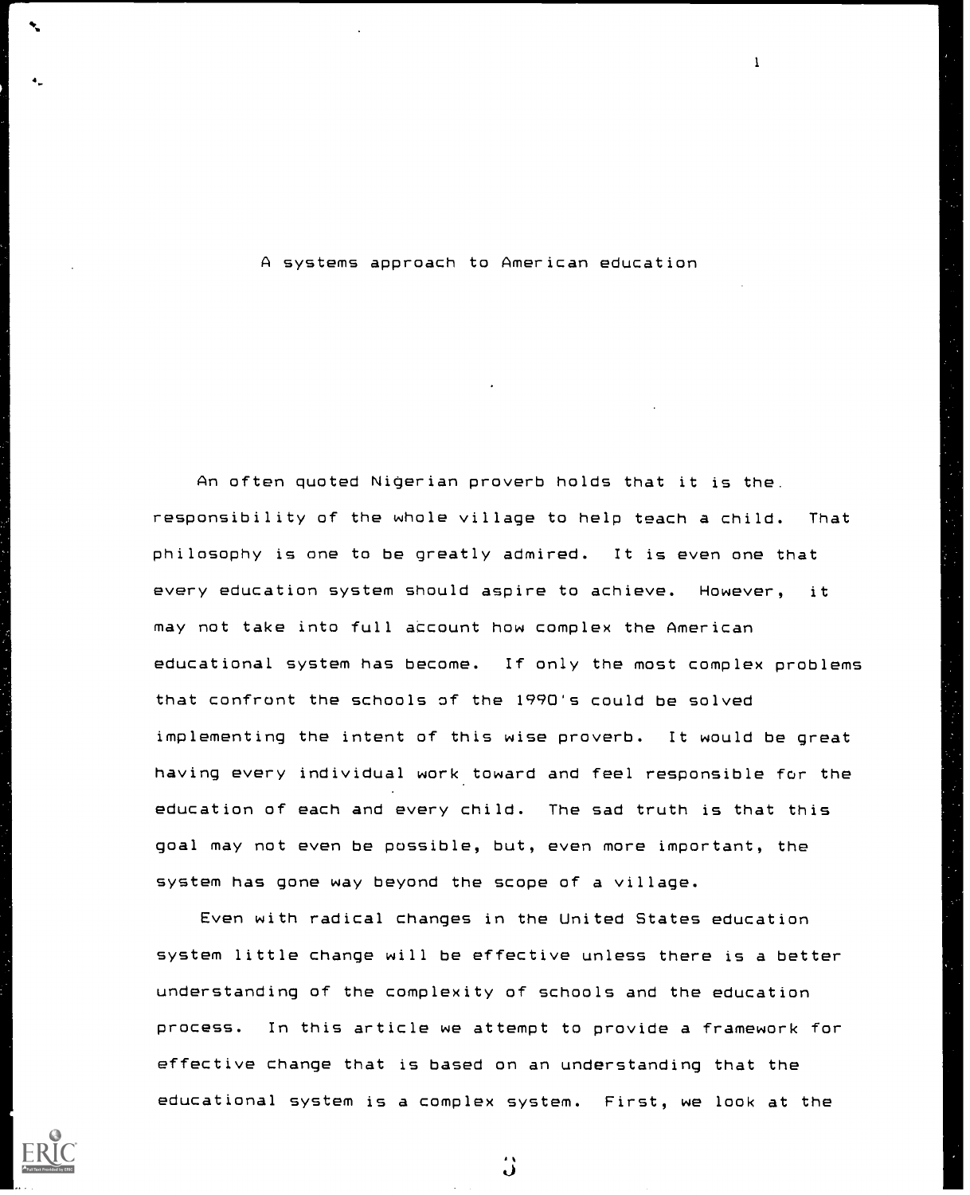# A systems approach to American education

An often quoted Nigerian proverb holds that it is the responsibility of the whole village to help teach a child. That philosophy is one to be greatly admired. It is even one that every education system should aspire to achieve. However, it may not take into full account how complex the American educational system has become. If only the most complex problems that confront the schools of the 1990's could be solved implementing the intent of this wise proverb. It would be great having every individual work toward and feel responsible for the education of each and every child. The sad truth is that this goal may not even be possible, but, even more important, the system has gone way beyond the scope of a village.

Even with radical changes in the United States education system little change will be effective unless there is a better understanding of the complexity of schools and the education process. In this article we attempt to provide a framework for effective change that is based on an understanding that the educational system is a complex system. First, we look at the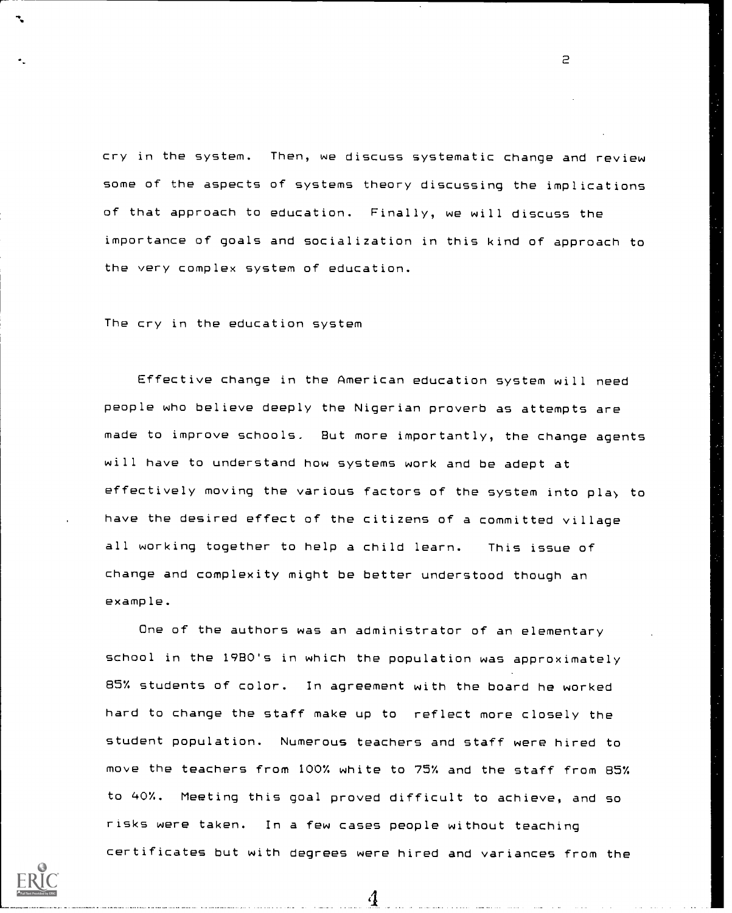cry in the system. Then, we discuss systematic change and review some of the aspects of systems theory discussing the implications of that approach to education. Finally, we will discuss the importance of goals and socialization in this kind of approach to the very complex system of education.

## The cry in the education system

Effective change in the American education system will need people who believe deeply the Nigerian proverb as attempts are made to improve schools. But more importantly, the change agents will have to understand how systems work and be adept at effectively moving the various factors of the system into play to have the desired effect of the citizens of a committed village all working together to help a child learn. This issue of change and complexity might be better understood though an example.

One of the authors was an administrator of an elementary school in the 1980's in which the population was approximately 85% students of color. In agreement with the board he worked hard to change the staff make up to reflect more closely the student population. Numerous teachers and staff were hired to move the teachers from 100% white to 75% and the staff from 85% to 40%. Meeting this goal proved difficult to achieve, and so risks were taken. In a few cases people without teaching certificates but with degrees were hired and variances from the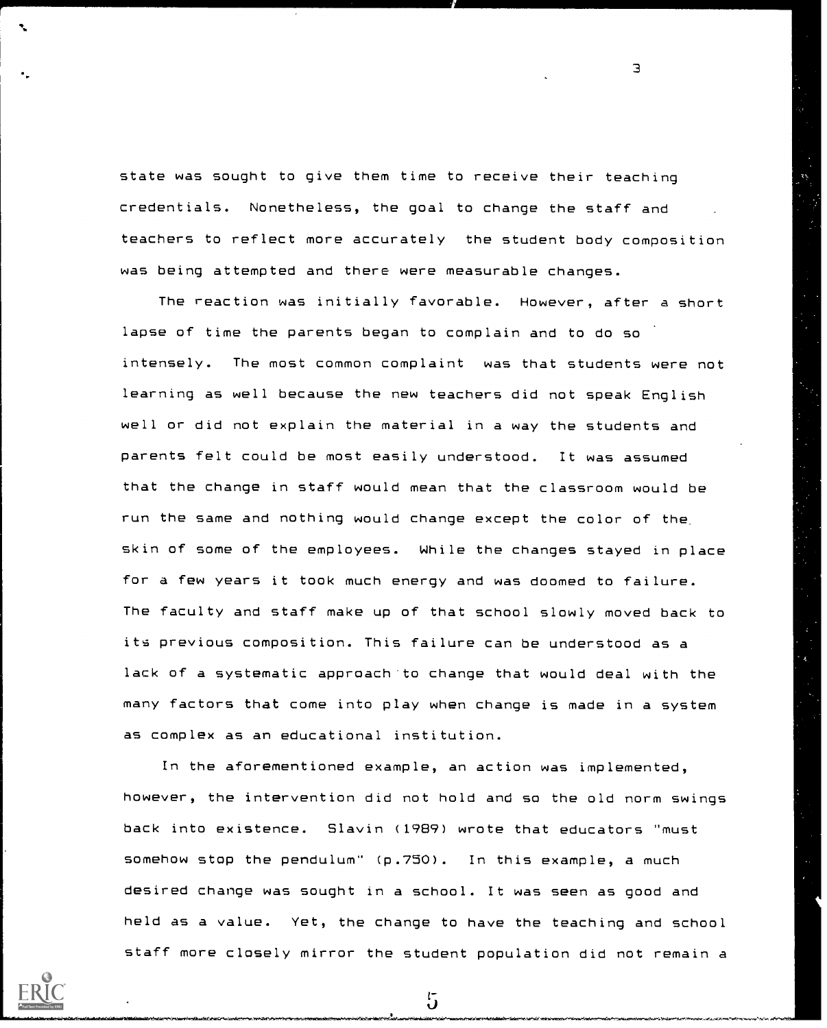state was sought to give them time to receive their teaching credentials. Nonetheless, the goal to change the staff and teachers to reflect more accurately the student body composition was being attempted and there were measurable changes.

The reaction was initially favorable. However, after a short lapse of time the parents began to complain and to do so intensely. The most common complaint was that students were not learning as well because the new teachers did not speak English well or did not explain the material in a way the students and parents felt could be most easily understood. It was assumed that the change in staff would mean that the classroom would be run the same and nothing would change except the color of the skin of some of the employees. While the changes stayed in place for a few years it took much energy and was doomed to failure. The faculty and staff make up of that school slowly moved back to its previous composition. This failure can be understood as a lack of a systematic approach to change that would deal with the many factors that come into play when change is made in a system as complex as an educational institution.

In the aforementioned example, an action was implemented, however, the intervention did not hold and so the old norm swings back into existence. Slavin (1989) wrote that educators "must somehow stop the pendulum" (p.750). In this example, a much desired change was sought in a school. It was seen as good and held as a value. Yet, the change to have the teaching and school staff more closely mirror the student population did not remain a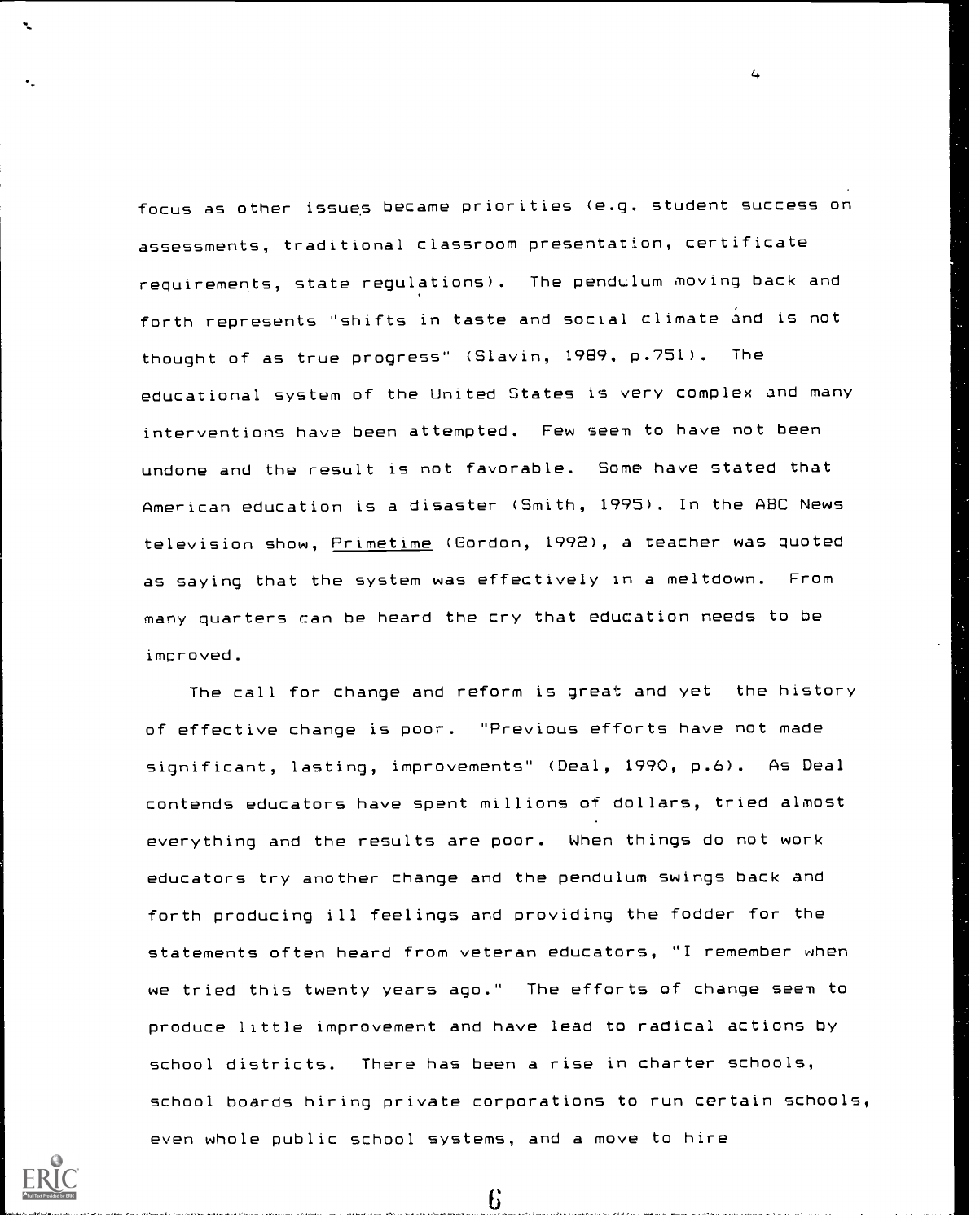focus as other issues became priorities (e.g. student success on assessments, traditional classroom presentation, certificate requirements, state regulations). The pendulum moving back and forth represents "shifts in taste and social climate and is not thought of as true progress" (Slavin, 1989, p.751). The educational system of the United States is very complex and many interventions have been attempted. Few seem to have not been undone and the result is not favorable. Some have stated that American education is a disaster (Smith, 1995). In the ABC News television show, Primetime (Gordon, 1992), a teacher was quoted as saying that the system was effectively in a meltdown. From many quarters can be heard the cry that education needs to be improved.

The call for change and reform is great and yet the history of effective change is poor. "Previous efforts have not made significant, lasting, improvements" (Deal, 1990, p.6). As Deal contends educators have spent millions of dollars, tried almost everything and the results are poor. When things do not work educators try another change and the pendulum swings back and forth producing ill feelings and providing the fodder for the statements often heard from veteran educators, "I remember when we tried this twenty years ago." The efforts of change seem to produce little improvement and have lead to radical actions by school districts. There has been a rise in charter schools, school boards hiring private corporations to run certain schools, even whole public school systems, and a move to hire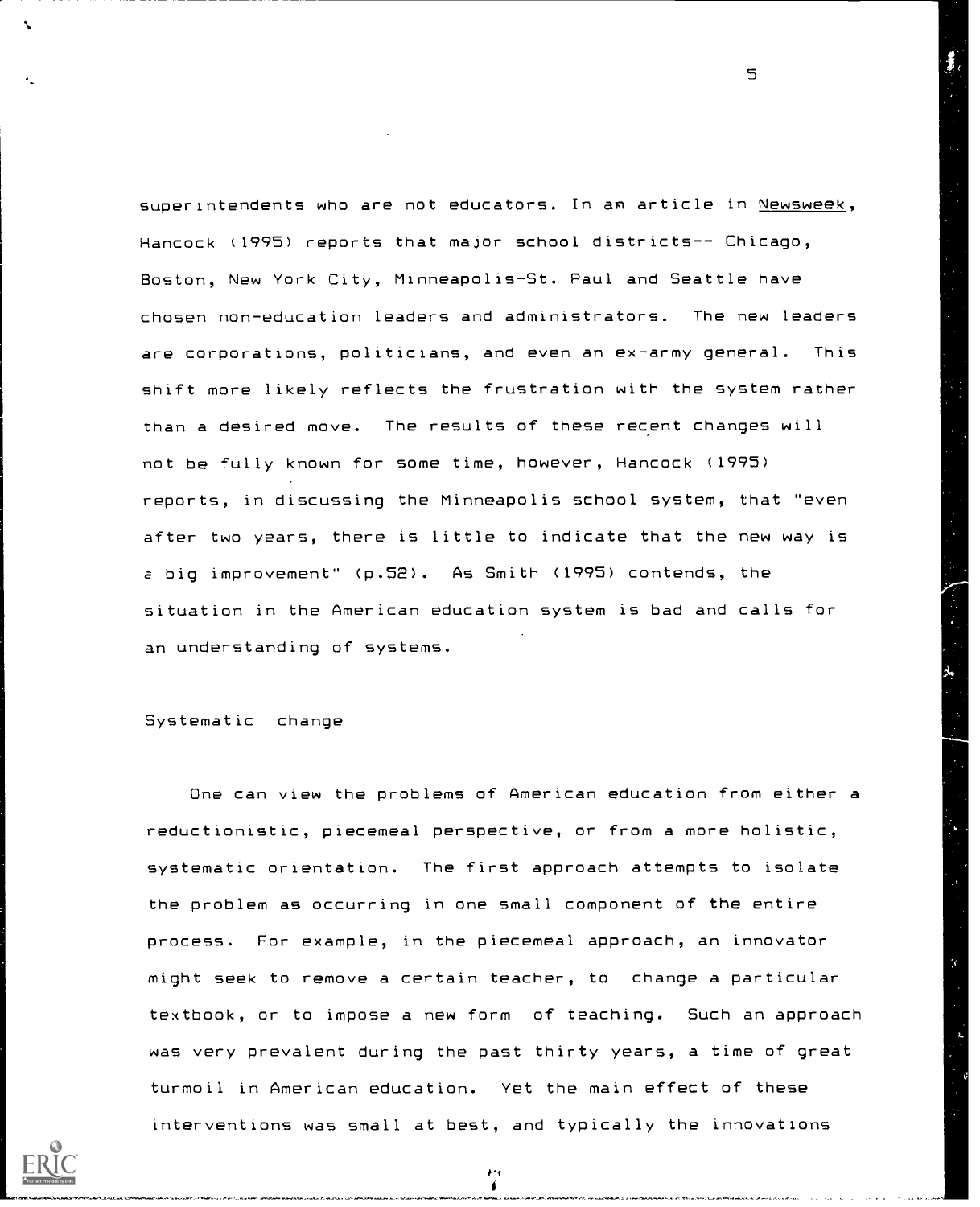superintendents who are not educators. In an article in Newsweek, Hancock (1995) reports that major school districts-- Chicago, Boston, New York City, Minneapolis-St. Paul and Seattle have chosen non-education leaders and administrators. The new leaders are corporations, politicians, and even an ex-army general. This shift more likely reflects the frustration with the system rather than a desired move. The results of these recent changes will not be fully known for some time, however, Hancock (1995) reports, in discussing the Minneapolis school system, that "even after two years, there is little to indicate that the new way is a big improvement" (p.52). As Smith (1995) contends, the situation in the American education system is bad and calls for an understanding of systems.

## Systematic change

One can view the problems of American education from either a reductionistic, piecemeal perspective, or from a more holistic, systematic orientation. The first approach attempts to isolate the problem as occurring in one small component of the entire process. For example, in the piecemeal approach, an innovator might seek to remove a certain teacher, to change a particular textbook, or to impose a new form of teaching. Such an approach was very prevalent during the past thirty years, a time of great turmoil in American education. Yet the main effect of these interventions was small at best, and typically the innovations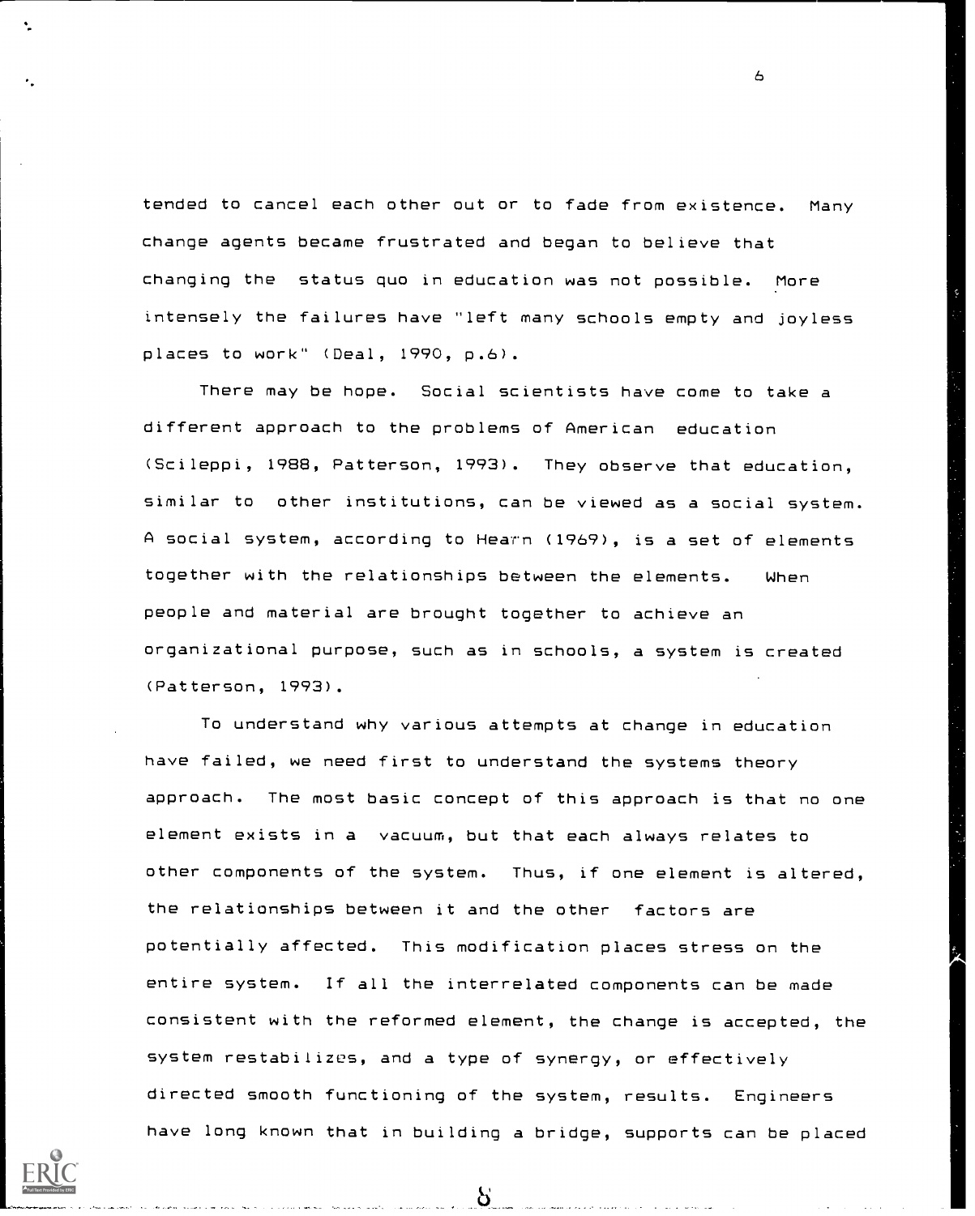tended to cancel each other out or to fade from existence. Many change agents became frustrated and began to believe that changing the status quo in education was not possible. More intensely the failures have "left many schools empty and joyless places to work" (Deal, 1990, p.6).

There may be hope. Social scientists have come to take a different approach to the problems of American education (Scileppi, 1988, Patterson, 1993). They observe that education, similar to other institutions, can be viewed as a social system. A social system, according to Hearn (1969), is a set of elements together with the relationships between the elements. When people and material are brought together to achieve an organizational purpose, such as in schools, a system is created (Patterson, 1993).

To understand why various attempts at change in education have failed, we need first to understand the systems theory approach. The most basic concept of this approach is that no one element exists in a vacuum, but that each always relates to other components of the system. Thus, if one element is altered, the relationships between it and the other factors are potentially affected. This modification places stress on the entire system. If all the interrelated components can be made consistent with the reformed element, the change is accepted, the system restabilizes, and a type of synergy, or effectively directed smooth functioning of the system, results. Engineers have long known that in building a bridge, supports can be placed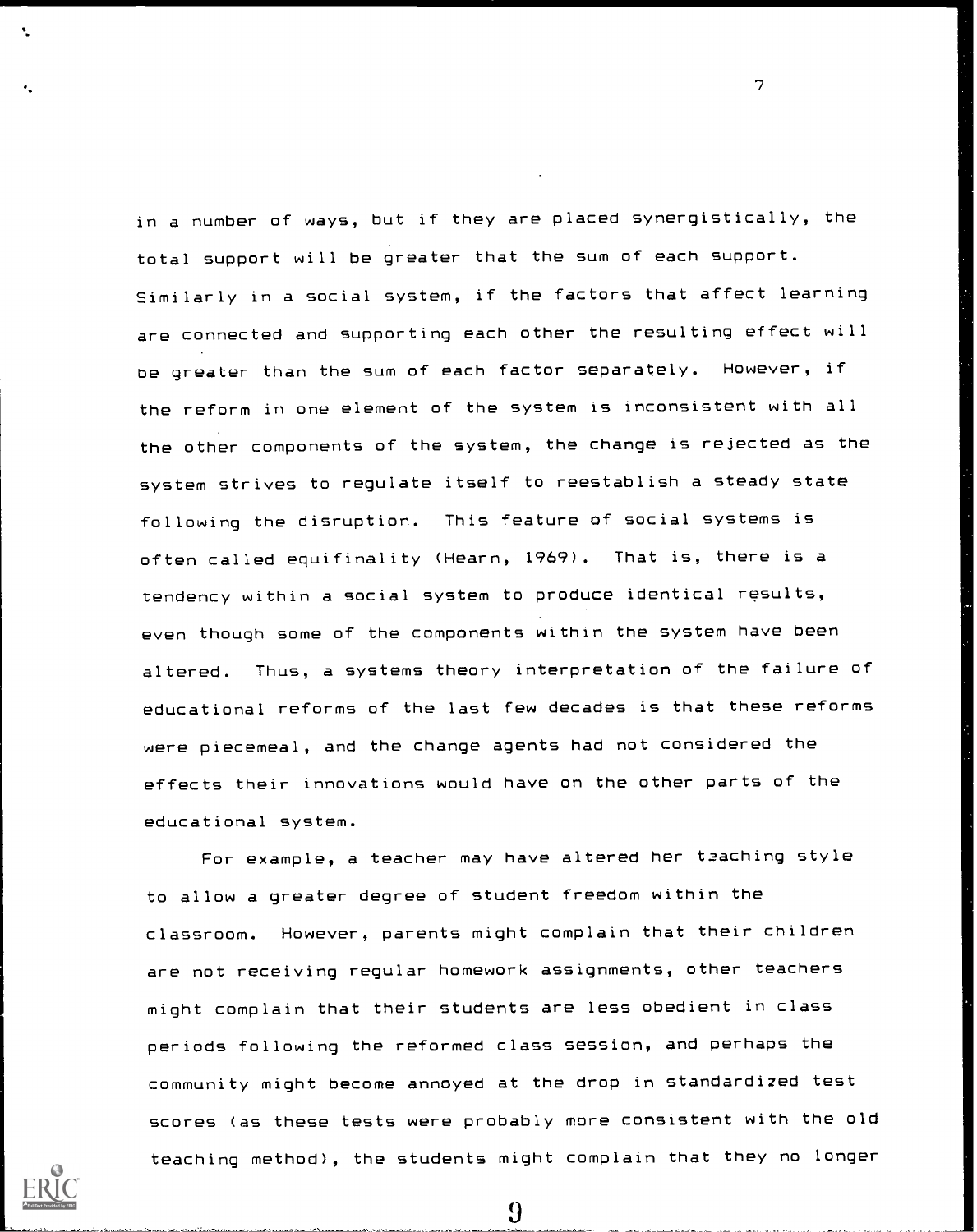in a number of ways, but if they are placed synergistically, the total support will be greater that the sum of each support. Similarly in a social system, if the factors that affect learning are connected and supporting each other the resulting effect will be greater than the sum of each factor separately. However, if the reform in one element of the system is inconsistent with all the other components of the system, the change is rejected as the system strives to regulate itself to reestablish a steady state following the disruption. This feature of social systems is often called equifinality (Hearn, 1969). That is, there is a tendency within a social system to produce identical results, even though some of the components within the system have been altered. Thus, a systems theory interpretation of the failure of educational reforms of the last few decades is that these reforms were piecemeal, and the change agents had not considered the effects their innovations would have on the other parts of the educational system.

For example, a teacher may have altered her teaching style to allow a greater degree of student freedom within the classroom. However, parents might complain that their children are not receiving regular homework assignments, other teachers might complain that their students are less obedient in class periods following the reformed class session, and perhaps the community might become annoyed at the drop in standardized test scores (as these tests were probably more consistent with the old teaching method), the students might complain that they no longer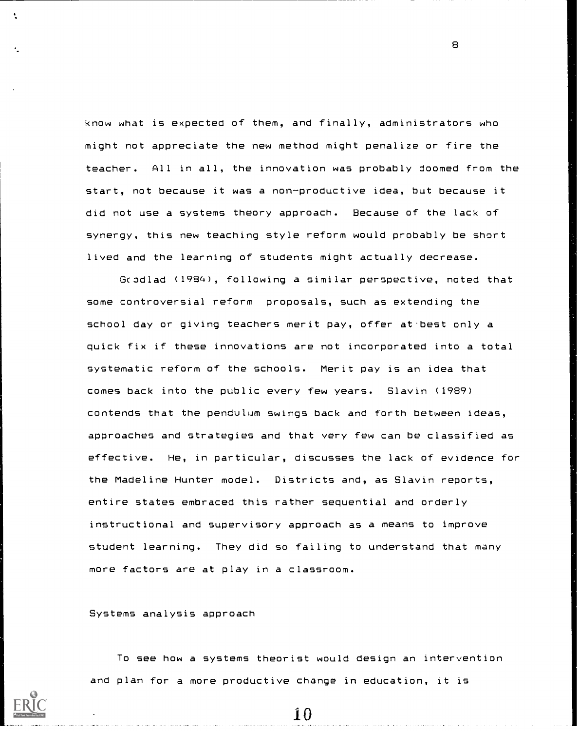know what is expected of them, and finally, administrators who might not appreciate the new method might penalize or fire the teacher. All in all, the innovation was probably doomed from the start, not because it was a non-productive idea, but because it did not use a systems theory approach. Because of the lack of synergy, this new teaching style reform would probably be short lived and the learning of students might actually decrease.

Goodlad (1984), following a similar perspective, noted that some controversial reform proposals, such as extending the school day or giving teachers merit pay, offer at best only a quick fix if these innovations are not incorporated into a total systematic reform of the schools. Merit pay is an idea that comes back into the public every few years. Slavin (1989) contends that the pendulum swings back and forth between ideas, approaches and strategies and that very few can be classified as effective. He, in particular, discusses the lack of evidence for the Madeline Hunter model. Districts and, as Slavin reports, entire states embraced this rather sequential and orderly instructional and supervisory approach as a means to improve student learning. They did so failing to understand that many more factors are at play in a classroom.

## Systems analysis approach

To see how a systems theorist would design an intervention and plan for a more productive change in education, it is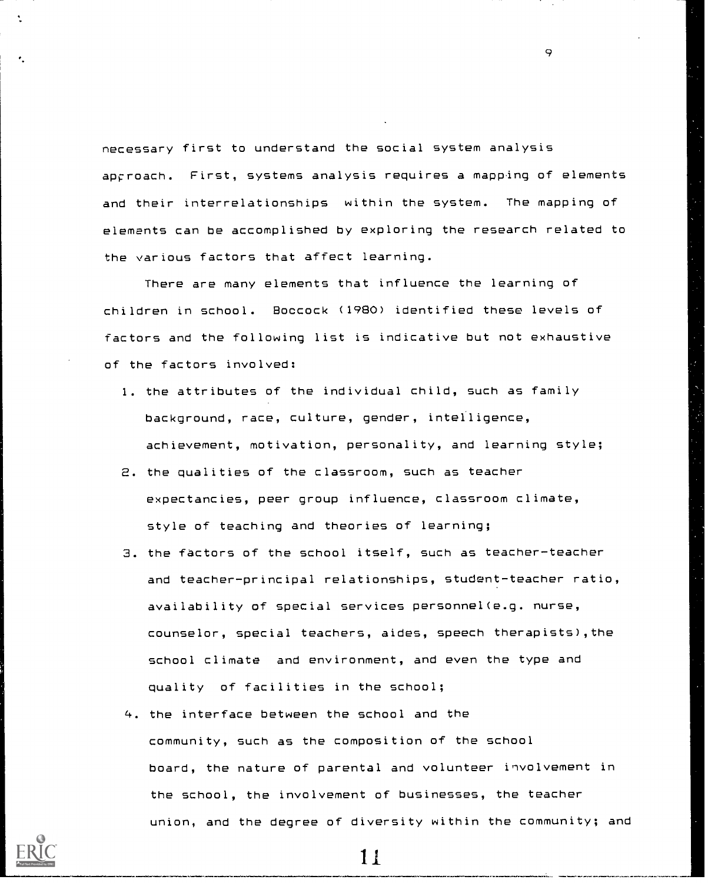necessary first to understand the social system analysis approach. First, systems analysis requires a mapping of elements and their interrelationships within the system. The mapping of elements can be accomplished by exploring the research related to the various factors that affect learning.

There are many elements that influence the learning of children in school. Boccock (1980) identified these levels of factors and the following list is indicative but not exhaustive of the factors involved:

1. the attributes of the individual child, such as family background, race, culture, gender, intelligence, achievement, motivation, personality, and learning style;
2. the qualities of the classroom, such as teacher expectancies, peer group influence, classroom climate, style of teaching and theories of learning;
3. the factors of the school itself, such as teacher-teacher and teacher-principal relationships, student-teacher ratio, availability of special services personnel(e.g. nurse, counselor, special teachers, aides, speech therapists),the school climate and environment, and even the type and quality of facilities in the school;
4. the interface between the school and the community, such as the composition of the school board, the nature of parental and volunteer involvement in the school, the involvement of businesses, the teacher union, and the degree of diversity within the community; and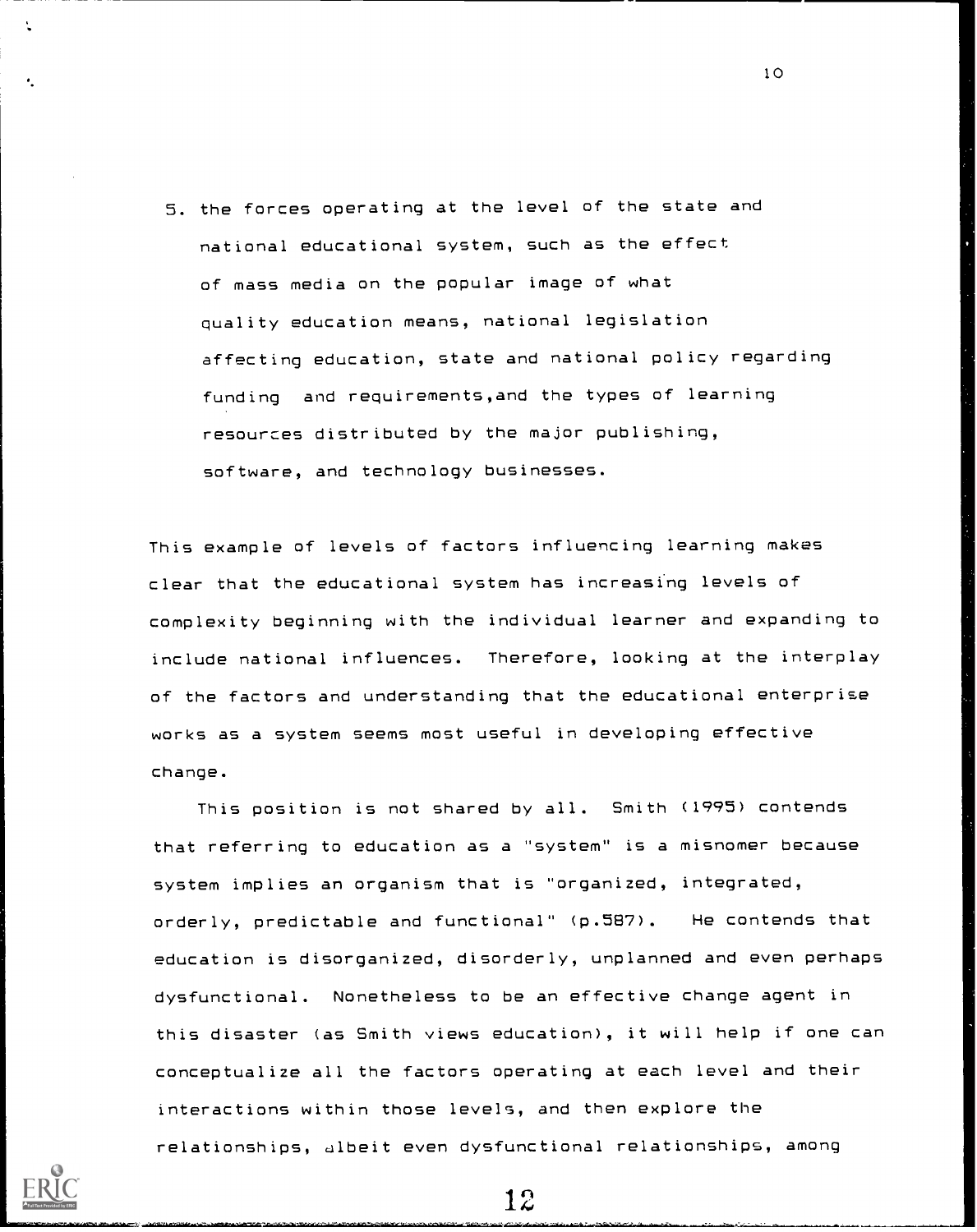5. the forces operating at the level of the state and national educational system, such as the effect of mass media on the popular image of what quality education means, national legislation affecting education, state and national policy regarding funding and requirements,and the types of learning resources distributed by the major publishing, software, and technology businesses.

This example of levels of factors influencing learning makes clear that the educational system has increasing levels of complexity beginning with the individual learner and expanding to include national influences. Therefore, looking at the interplay of the factors and understanding that the educational enterprise works as a system seems most useful in developing effective change.

This position is not shared by all. Smith (1995) contends that referring to education as a "system" is a misnomer because system implies an organism that is "organized, integrated, orderly, predictable and functional" (p.587). He contends that education is disorganized, disorderly, unplanned and even perhaps dysfunctional. Nonetheless to be an effective change agent in this disaster (as Smith views education), it will help if one can conceptualize all the factors operating at each level and their interactions within those levels, and then explore the relationships, albeit even dysfunctional relationships, among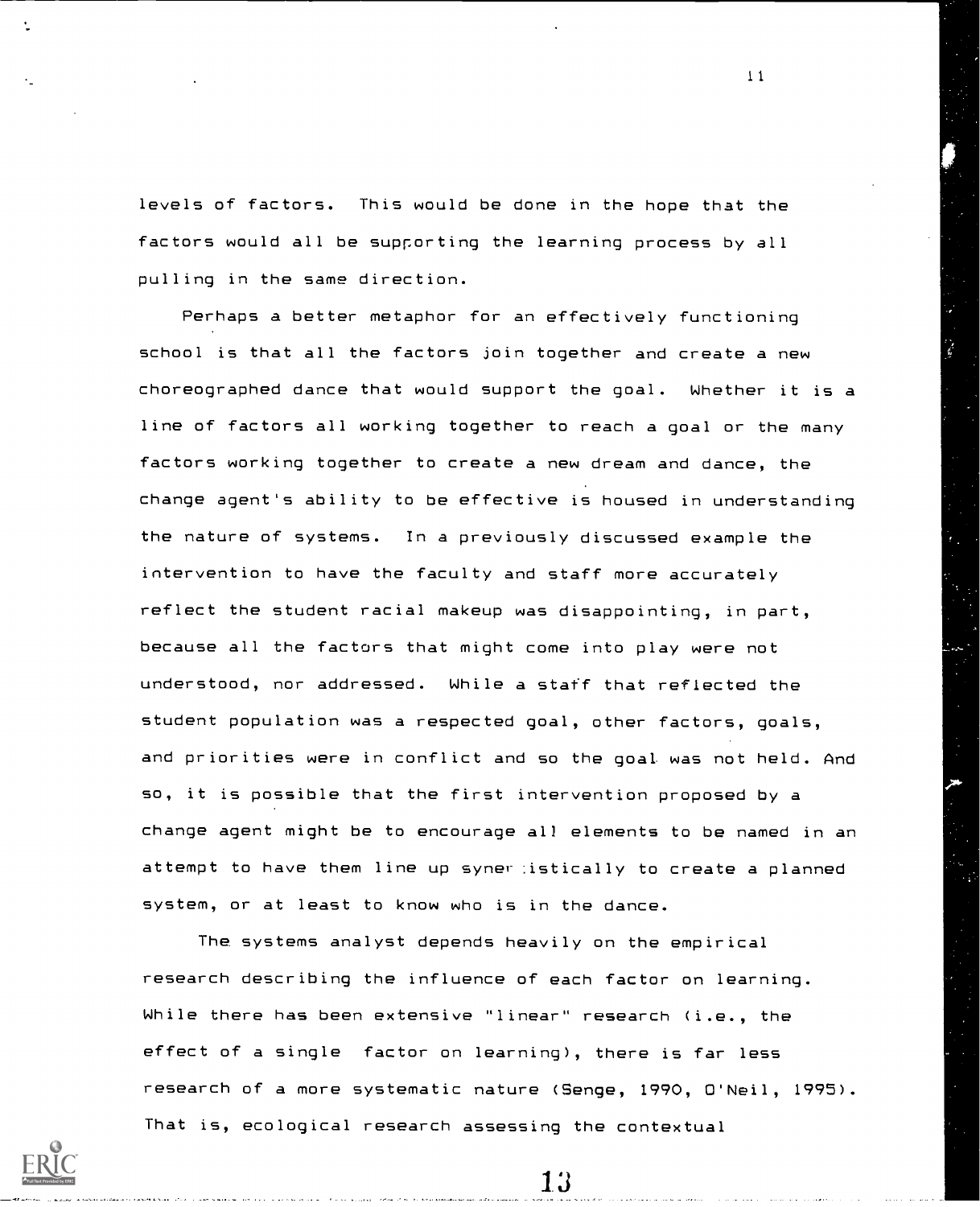levels of factors. This would be done in the hope that the factors would all be supporting the learning process by all pulling in the same direction.

Perhaps a better metaphor for an effectively functioning school is that all the factors join together and create a new choreographed dance that would support the goal. Whether it is a line of factors all working together to reach a goal or the many factors working together to create a new dream and dance, the change agent's ability to be effective is housed in understanding the nature of systems. In a previously discussed example the intervention to have the faculty and staff more accurately reflect the student racial makeup was disappointing, in part, because all the factors that might come into play were not understood, nor addressed. While a staff that reflected the student population was a respected goal, other factors, goals, and priorities were in conflict and so the goal was not held. And so, it is possible that the first intervention proposed by a change agent might be to encourage all elements to be named in an attempt to have them line up synergistically to create a planned system, or at least to know who is in the dance.

The systems analyst depends heavily on the empirical research describing the influence of each factor on learning. While there has been extensive "linear" research (i.e., the effect of a single factor on learning), there is far less research of a more systematic nature (Senge, 1990, O'Neil, 1995). That is, ecological research assessing the contextual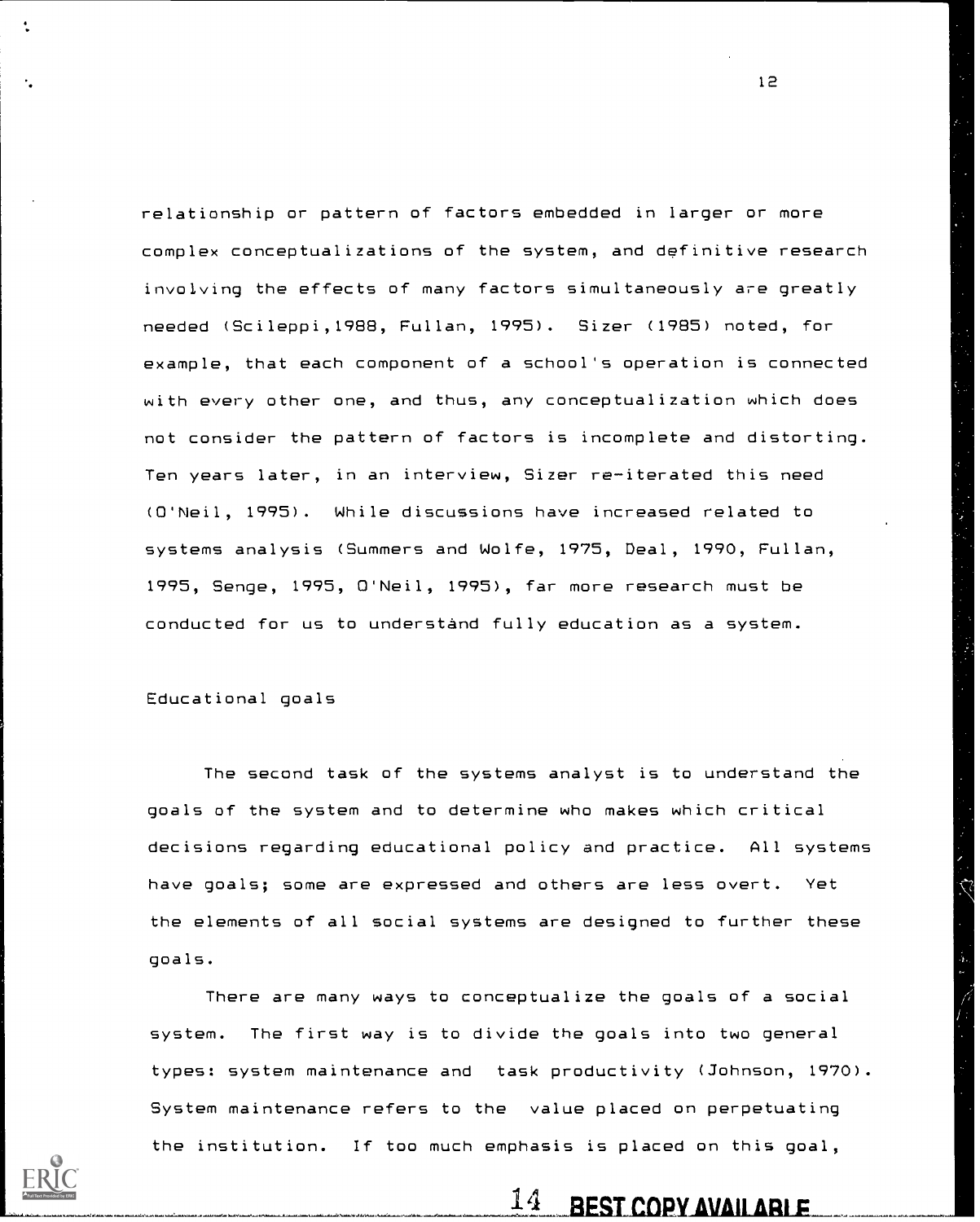relationship or pattern of factors embedded in larger or more complex conceptualizations of the system, and definitive research involving the effects of many factors simultaneously are greatly needed (Scileppi,1988, Fullan, 1995). Sizer (1985) noted, for example, that each component of a school's operation is connected with every other one, and thus, any conceptualization which does not consider the pattern of factors is incomplete and distorting. Ten years later, in an interview, Sizer re-iterated this need (O'Neil, 1995). While discussions have increased related to systems analysis (Summers and Wolfe, 1975, Deal, 1990, Fullan, 1995, Senge, 1995, O'Neil, 1995), far more research must be conducted for us to understand fully education as a system.

## Educational goals

The second task of the systems analyst is to understand the goals of the system and to determine who makes which critical decisions regarding educational policy and practice. All systems have goals; some are expressed and others are less overt. Yet the elements of all social systems are designed to further these goals.

There are many ways to conceptualize the goals of a social system. The first way is to divide the goals into two general types: system maintenance and task productivity (Johnson, 1970). System maintenance refers to the value placed on perpetuating the institution. If too much emphasis is placed on this goal,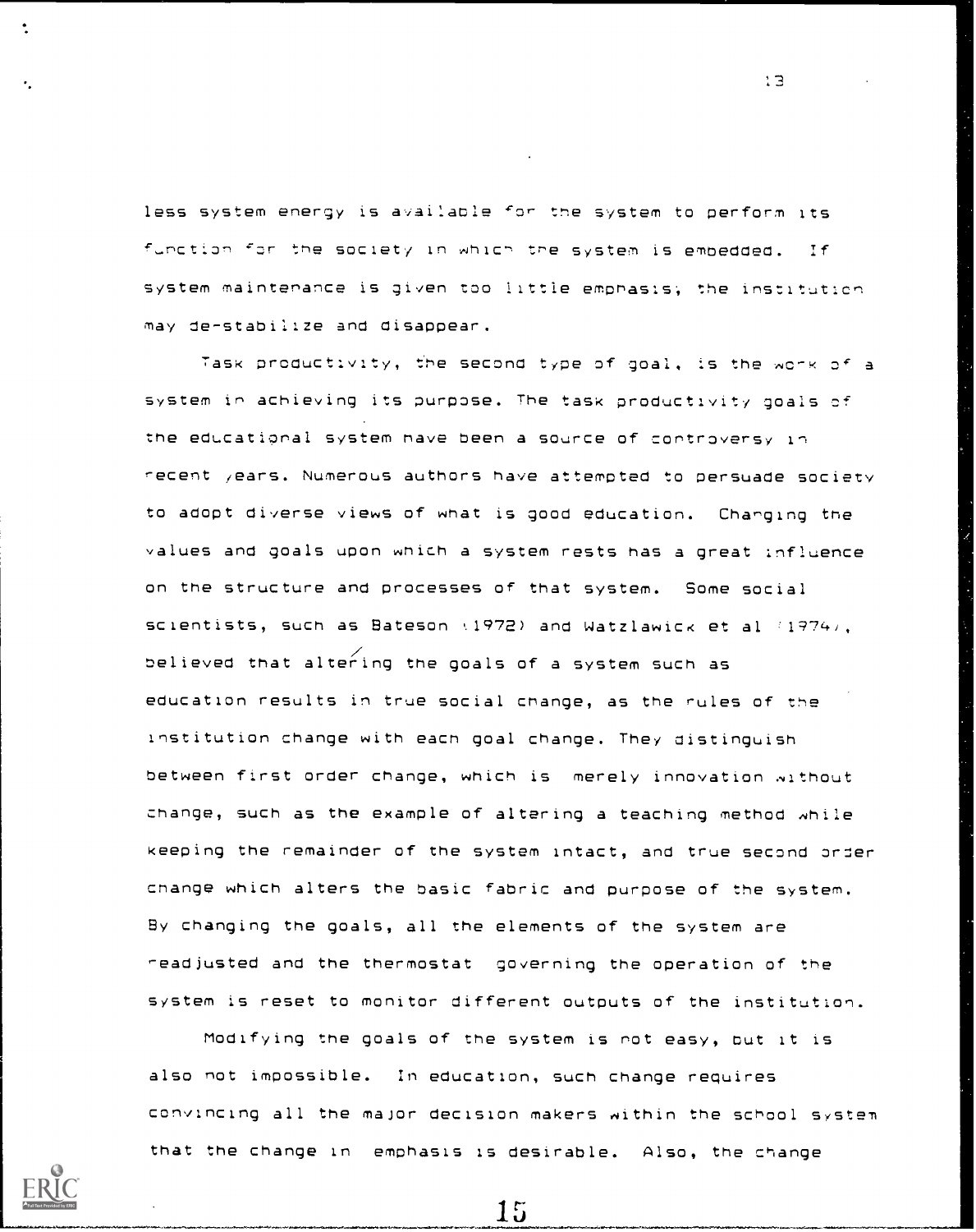less system energy is available for the system to perform its function for the society in which the system is embedded. If system maintenance is given too little emphasis, the institution may de-stabilize and disappear.

Task productivity, the second type of goal, is the work of a system in achieving its purpose. The task productivity goals of the educational system have been a source of controversy in recent years. Numerous authors have attempted to persuade society to adopt diverse views of what is good education. Changing the values and goals upon which a system rests has a great influence on the structure and processes of that system. Some social scientists, such as Bateson (1972) and Watzlawick et al (1974), believed that altering the goals of a system such as education results in true social change, as the rules of the institution change with each goal change. They distinguish between first order change, which is merely innovation without change, such as the example of altering a teaching method while keeping the remainder of the system intact, and true second order change which alters the basic fabric and purpose of the system. By changing the goals, all the elements of the system are readjusted and the thermostat governing the operation of the system is reset to monitor different outputs of the institution.

Modifying the goals of the system is not easy, but it is also not impossible. In education, such change requires convincing all the major decision makers within the school system that the change in emphasis is desirable. Also, the change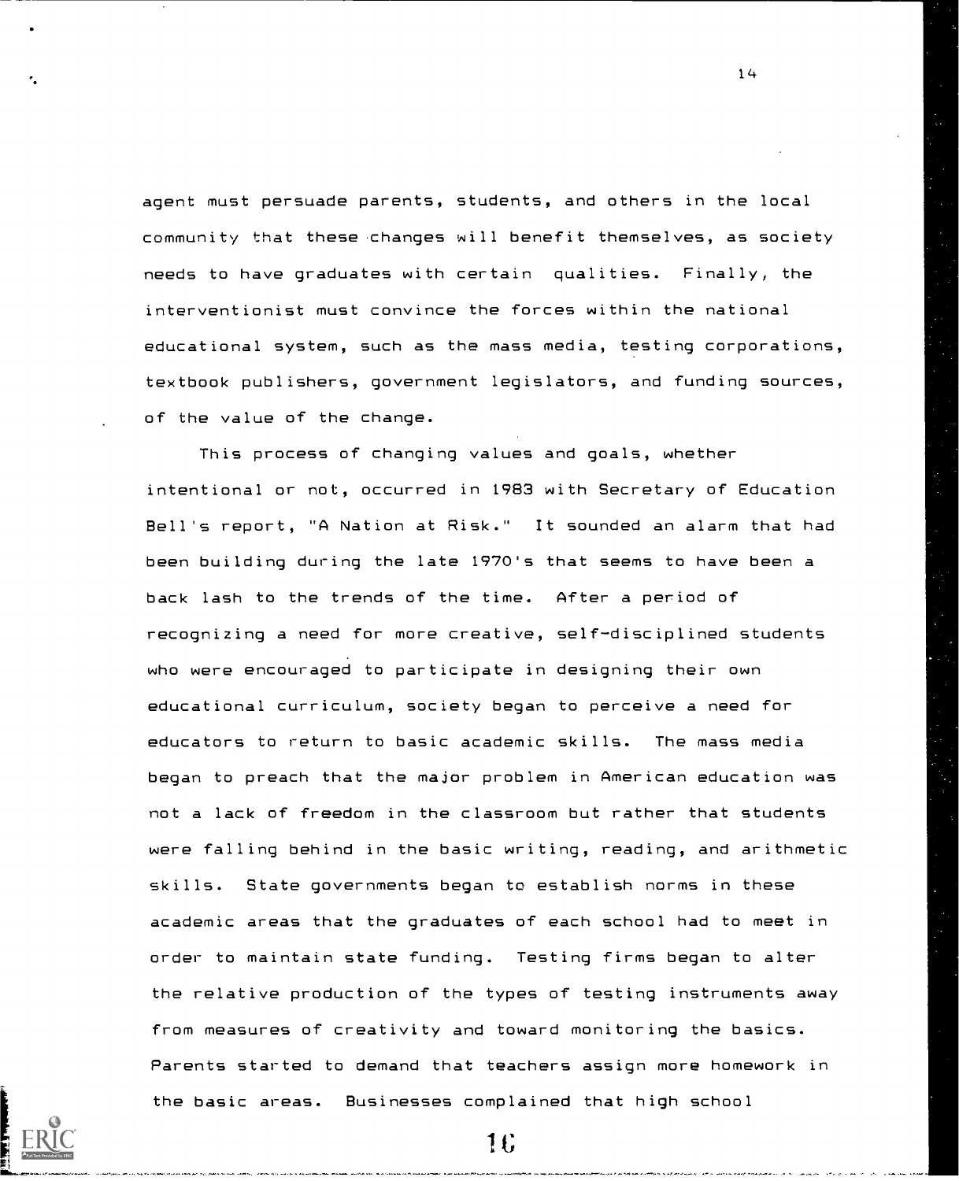agent must persuade parents, students, and others in the local community that these changes will benefit themselves, as society needs to have graduates with certain qualities. Finally, the interventionist must convince the forces within the national educational system, such as the mass media, testing corporations, textbook publishers, government legislators, and funding sources, of the value of the change.

This process of changing values and goals, whether intentional or not, occurred in 1983 with Secretary of Education Bell's report, "A Nation at Risk." It sounded an alarm that had been building during the late 1970's that seems to have been a back lash to the trends of the time. After a period of recognizing a need for more creative, self-disciplined students who were encouraged to participate in designing their own educational curriculum, society began to perceive a need for educators to return to basic academic skills. The mass media began to preach that the major problem in American education was not a lack of freedom in the classroom but rather that students were falling behind in the basic writing, reading, and arithmetic skills. State governments began to establish norms in these academic areas that the graduates of each school had to meet in order to maintain state funding. Testing firms began to alter the relative production of the types of testing instruments away from measures of creativity and toward monitoring the basics. Parents started to demand that teachers assign more homework in the basic areas. Businesses complained that high school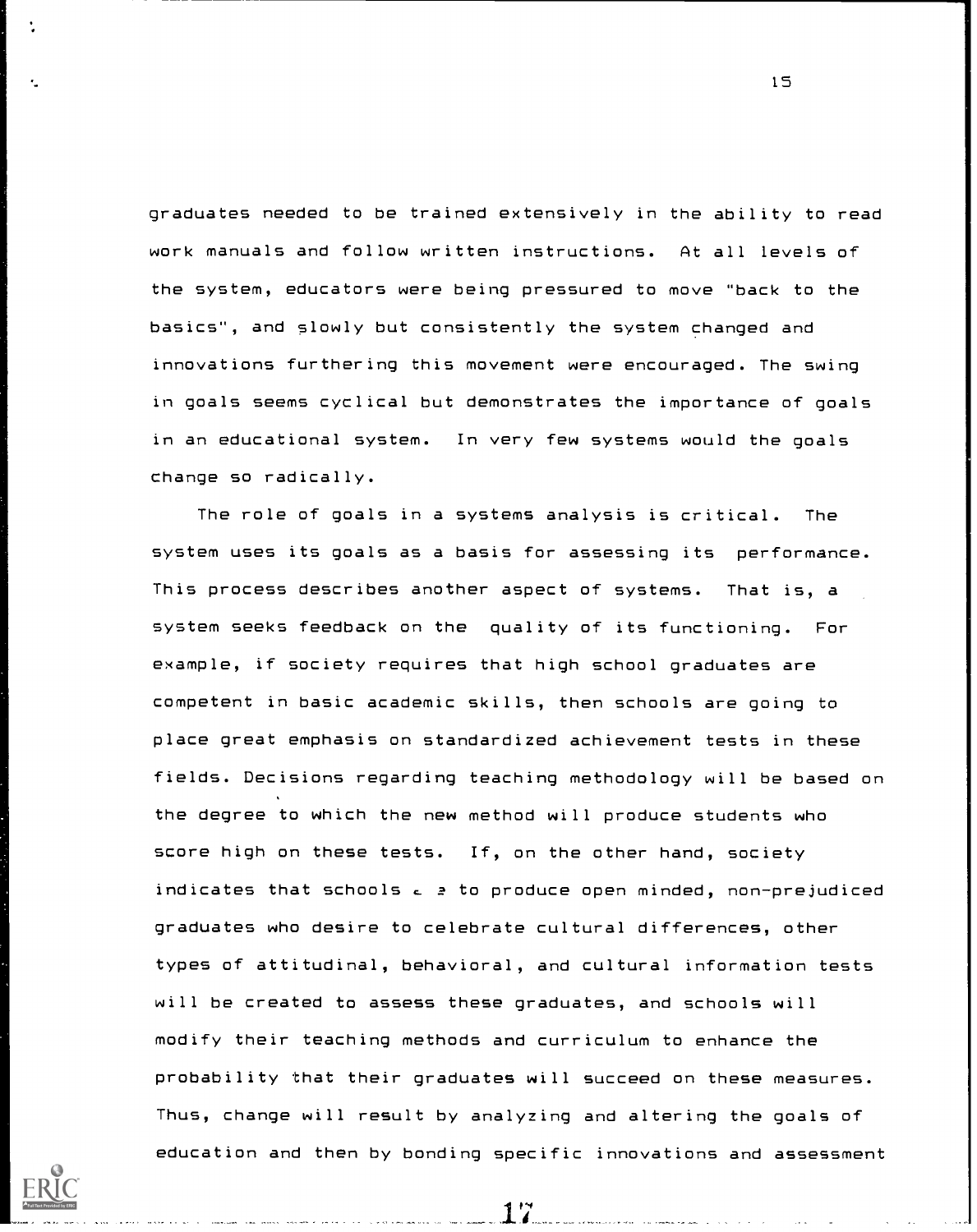graduates needed to be trained extensively in the ability to read work manuals and follow written instructions. At all levels of the system, educators were being pressured to move "back to the basics", and slowly but consistently the system changed and innovations furthering this movement were encouraged. The swing in goals seems cyclical but demonstrates the importance of goals in an educational system. In very few systems would the goals change so radically.

The role of goals in a systems analysis is critical. The system uses its goals as a basis for assessing its performance. This process describes another aspect of systems. That is, a system seeks feedback on the quality of its functioning. For example, if society requires that high school graduates are competent in basic academic skills, then schools are going to place great emphasis on standardized achievement tests in these fields. Decisions regarding teaching methodology will be based on the degree to which the new method will produce students who score high on these tests. If, on the other hand, society indicates that schools a e to produce open minded, non-prejudiced graduates who desire to celebrate cultural differences, other types of attitudinal, behavioral, and cultural information tests will be created to assess these graduates, and schools will modify their teaching methods and curriculum to enhance the probability that their graduates will succeed on these measures. Thus, change will result by analyzing and altering the goals of education and then by bonding specific innovations and assessment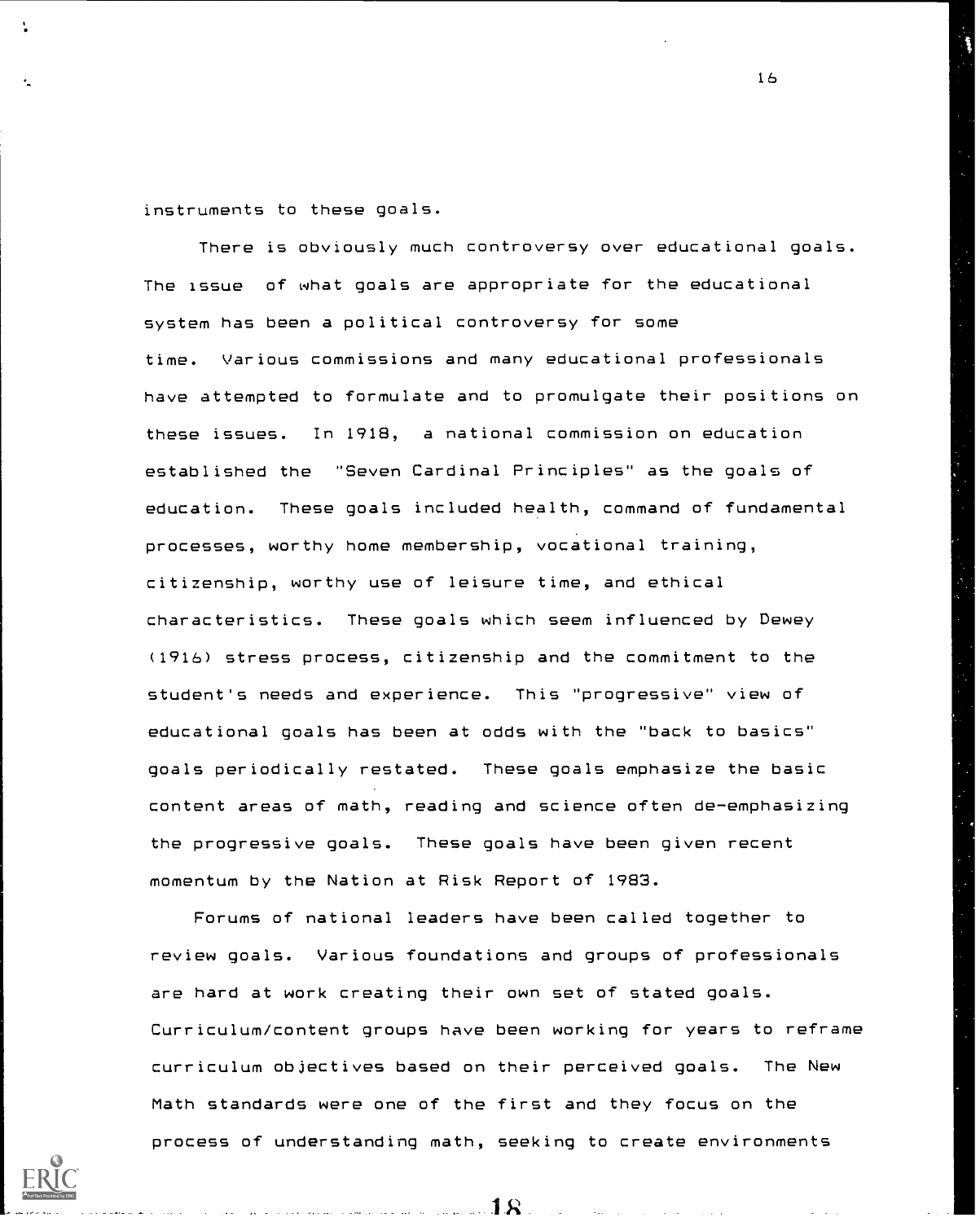instruments to these goals.

There is obviously much controversy over educational goals. The issue of what goals are appropriate for the educational system has been a political controversy for some time. Various commissions and many educational professionals have attempted to formulate and to promulgate their positions on these issues. In 1918, a national commission on education established the "Seven Cardinal Principles" as the goals of education. These goals included health, command of fundamental processes, worthy home membership, vocational training, citizenship, worthy use of leisure time, and ethical characteristics. These goals which seem influenced by Dewey (1916) stress process, citizenship and the commitment to the student's needs and experience. This "progressive" view of educational goals has been at odds with the "back to basics" goals periodically restated. These goals emphasize the basic content areas of math, reading and science often de-emphasizing the progressive goals. These goals have been given recent momentum by the Nation at Risk Report of 1983.

Forums of national leaders have been called together to review goals. Various foundations and groups of professionals are hard at work creating their own set of stated goals. Curriculum/content groups have been working for years to reframe curriculum objectives based on their perceived goals. The New Math standards were one of the first and they focus on the process of understanding math, seeking to create environments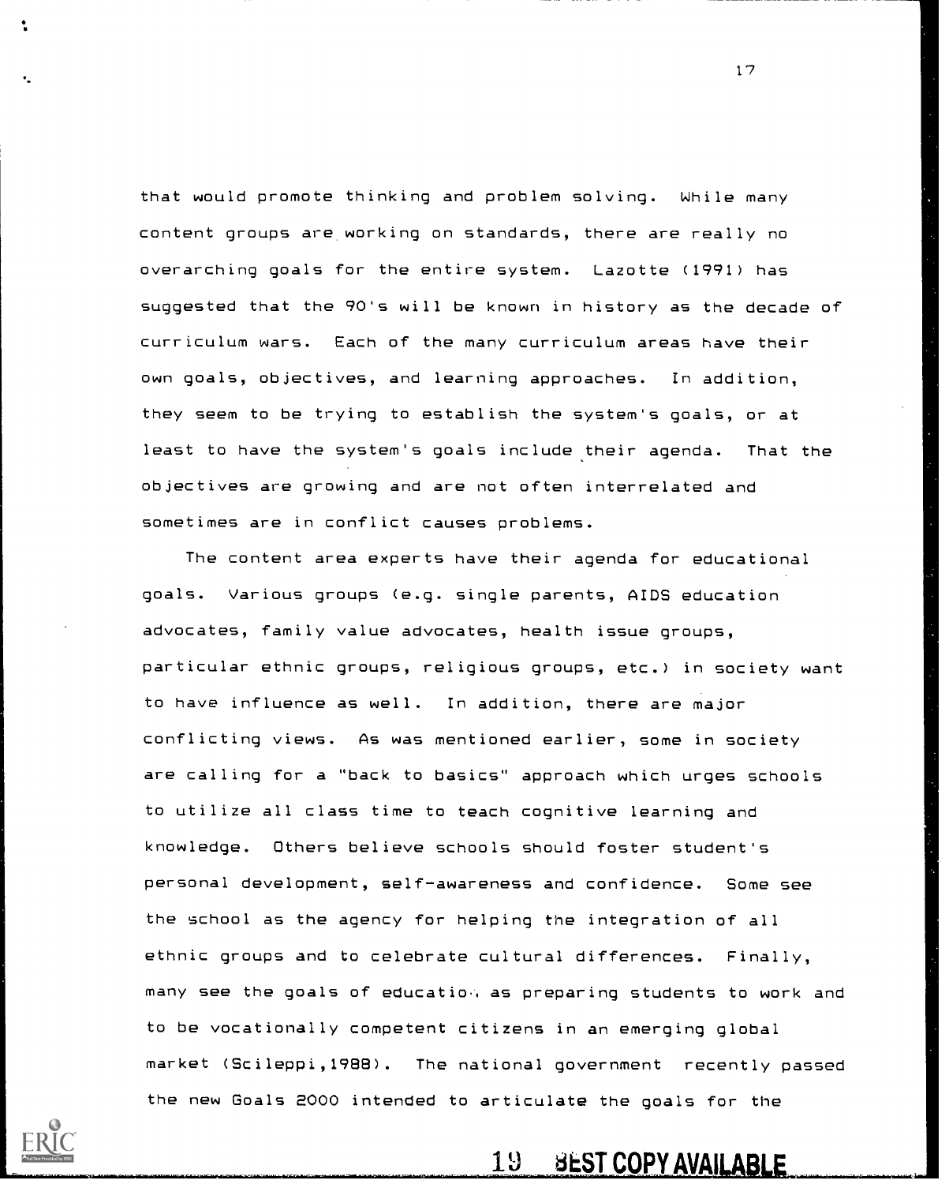that would promote thinking and problem solving. While many content groups are working on standards, there are really no overarching goals for the entire system. Lazotte (1991) has suggested that the 90's will be known in history as the decade of curriculum wars. Each of the many curriculum areas have their own goals, objectives, and learning approaches. In addition, they seem to be trying to establish the system's goals, or at least to have the system's goals include their agenda. That the objectives are growing and are not often interrelated and sometimes are in conflict causes problems.

The content area experts have their agenda for educational goals. Various groups (e.g. single parents, AIDS education advocates, family value advocates, health issue groups, particular ethnic groups, religious groups, etc.) in society want to have influence as well. In addition, there are major conflicting views. As was mentioned earlier, some in society are calling for a "back to basics" approach which urges schools to utilize all class time to teach cognitive learning and knowledge. Others believe schools should foster student's personal development, self-awareness and confidence. Some see the school as the agency for helping the integration of all ethnic groups and to celebrate cultural differences. Finally, many see the goals of education as preparing students to work and to be vocationally competent citizens in an emerging global market (Scileppi,1988). The national government recently passed the new Goals 2000 intended to articulate the goals for the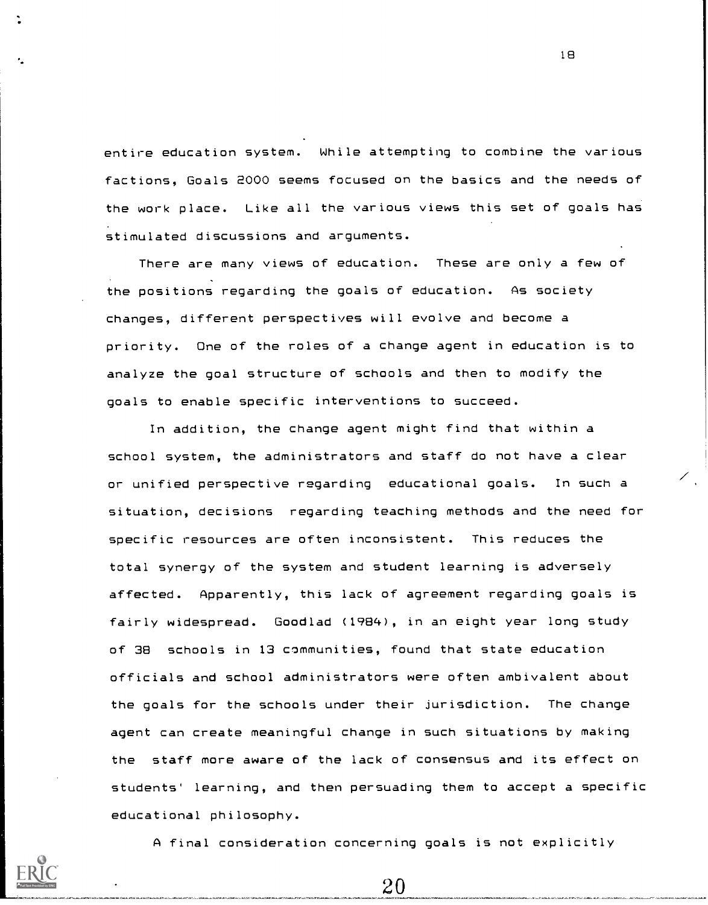entire education system. While attempting to combine the various factions, Goals 2000 seems focused on the basics and the needs of the work place. Like all the various views this set of goals has stimulated discussions and arguments.

There are many views of education. These are only a few of the positions regarding the goals of education. As society changes, different perspectives will evolve and become a priority. One of the roles of a change agent in education is to analyze the goal structure of schools and then to modify the goals to enable specific interventions to succeed.

In addition, the change agent might find that within a school system, the administrators and staff do not have a clear or unified perspective regarding educational goals. In such a situation, decisions regarding teaching methods and the need for specific resources are often inconsistent. This reduces the total synergy of the system and student learning is adversely affected. Apparently, this lack of agreement regarding goals is fairly widespread. Goodlad (1984), in an eight year long study of 38 schools in 13 communities, found that state education officials and school administrators were often ambivalent about the goals for the schools under their jurisdiction. The change agent can create meaningful change in such situations by making the staff more aware of the lack of consensus and its effect on students' learning, and then persuading them to accept a specific educational philosophy.

A final consideration concerning goals is not explicitly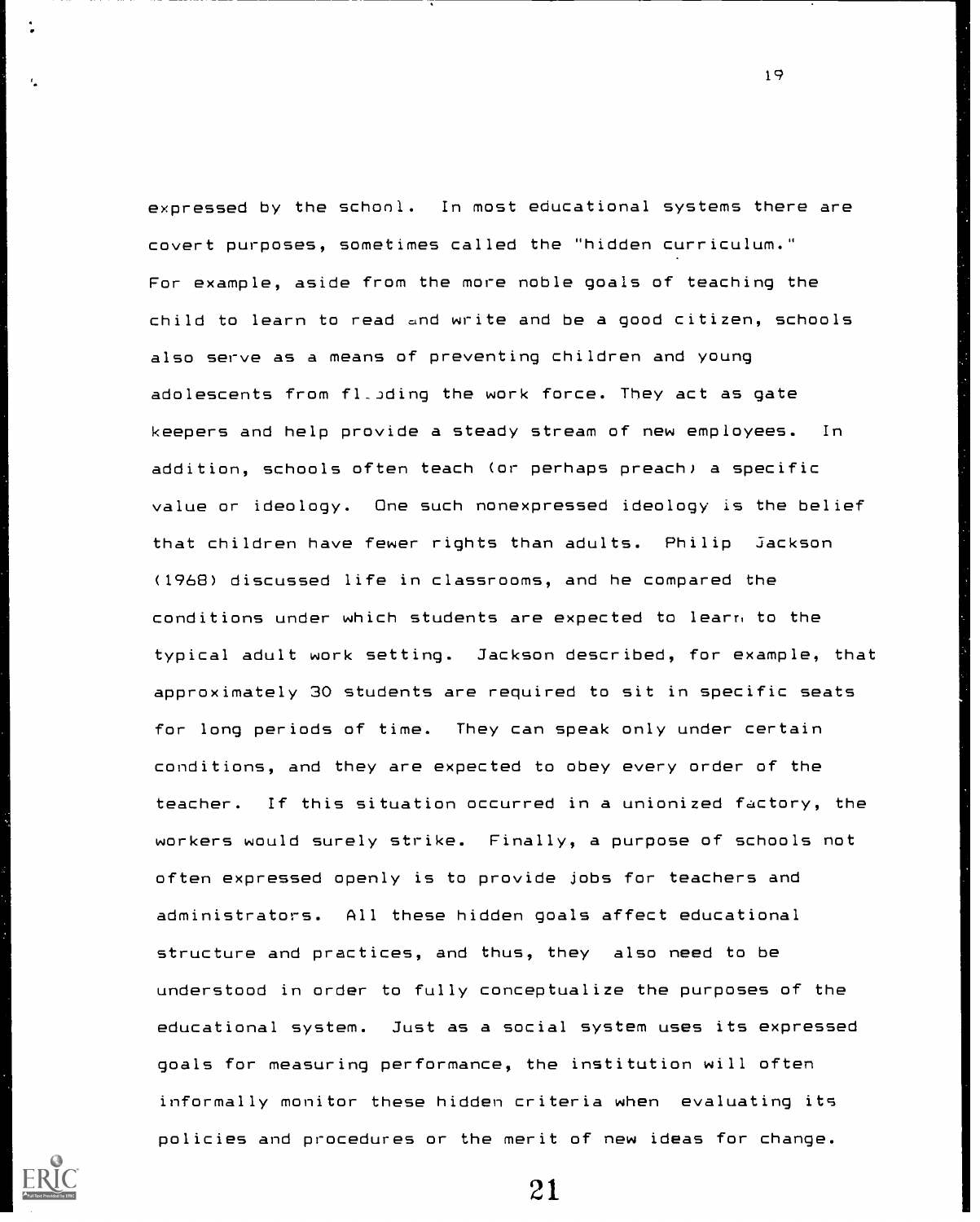expressed by the school. In most educational systems there are covert purposes, sometimes called the "hidden curriculum." For example, aside from the more noble goals of teaching the child to learn to read and write and be a good citizen, schools also serve as a means of preventing children and young adolescents from flooding the work force. They act as gate keepers and help provide a steady stream of new employees. In addition, schools often teach (or perhaps preach) a specific value or ideology. One such nonexpressed ideology is the belief that children have fewer rights than adults. Philip Jackson (1968) discussed life in classrooms, and he compared the conditions under which students are expected to learn to the typical adult work setting. Jackson described, for example, that approximately 30 students are required to sit in specific seats for long periods of time. They can speak only under certain conditions, and they are expected to obey every order of the teacher. If this situation occurred in a unionized factory, the workers would surely strike. Finally, a purpose of schools not often expressed openly is to provide jobs for teachers and administrators. All these hidden goals affect educational structure and practices, and thus, they also need to be understood in order to fully conceptualize the purposes of the educational system. Just as a social system uses its expressed goals for measuring performance, the institution will often informally monitor these hidden criteria when evaluating its policies and procedures or the merit of new ideas for change.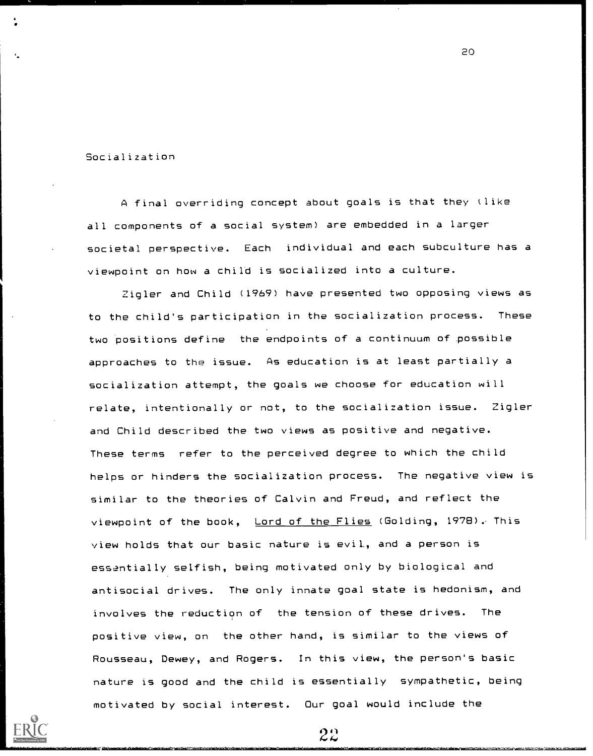## Socialization

A final overriding concept about goals is that they (like all components of a social system) are embedded in a larger societal perspective. Each individual and each subculture has a viewpoint on how a child is socialized into a culture.

Zigler and Child (1969) have presented two opposing views as to the child's participation in the socialization process. These two positions define the endpoints of a continuum of possible approaches to the issue. As education is at least partially a socialization attempt, the goals we choose for education will relate, intentionally or not, to the socialization issue. Zigler and Child described the two views as positive and negative. These terms refer to the perceived degree to which the child helps or hinders the socialization process. The negative view is similar to the theories of Calvin and Freud, and reflect the viewpoint of the book, Lord of the Flies (Golding, 1978). This view holds that our basic nature is evil, and a person is essentially selfish, being motivated only by biological and antisocial drives. The only innate goal state is hedonism, and involves the reduction of the tension of these drives. The positive view, on the other hand, is similar to the views of Rousseau, Dewey, and Rogers. In this view, the person's basic nature is good and the child is essentially sympathetic, being motivated by social interest. Our goal would include the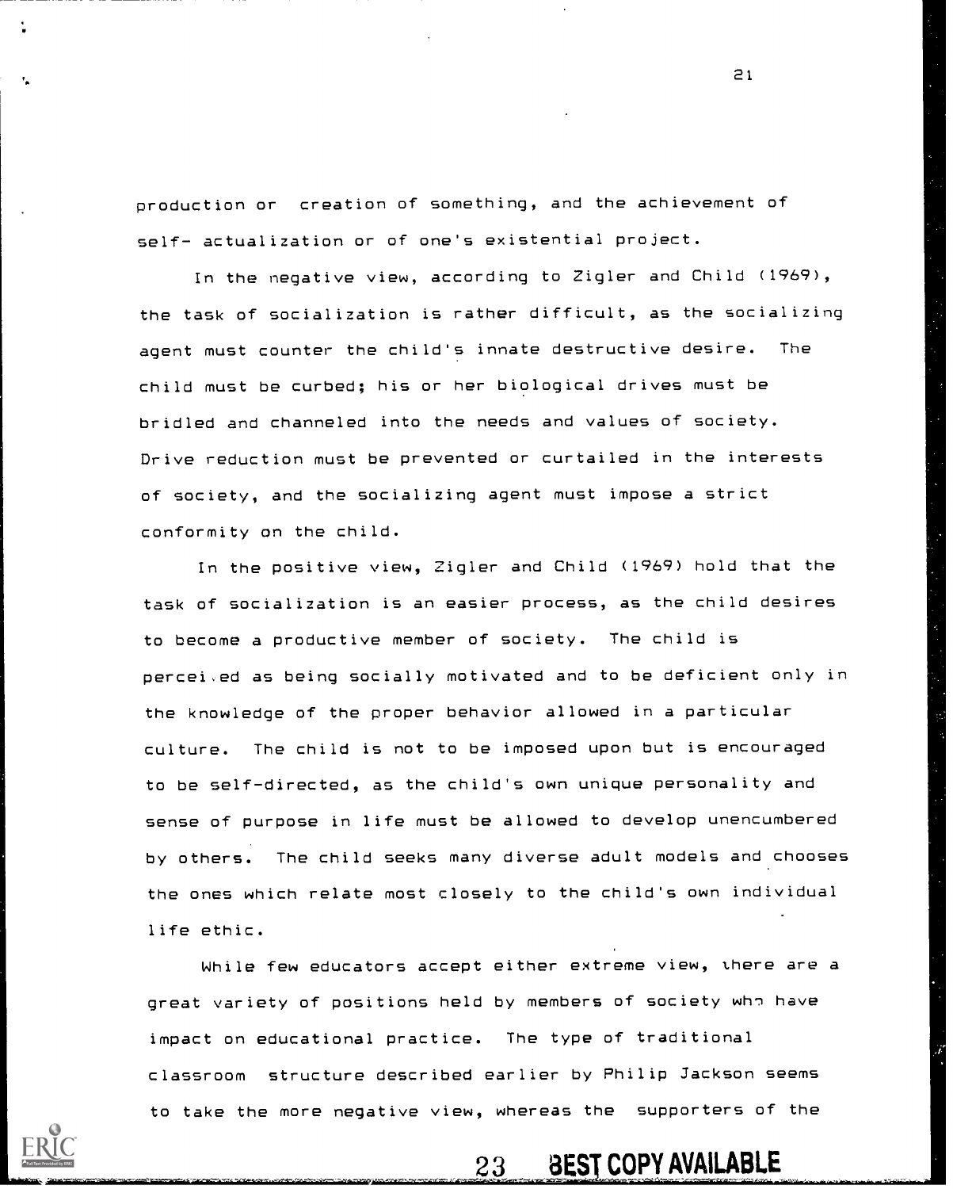production or creation of something, and the achievement of self- actualization or of one's existential project.

In the negative view, according to Zigler and Child (1969), the task of socialization is rather difficult, as the socializing agent must counter the child's innate destructive desire. The child must be curbed; his or her biological drives must be bridled and channeled into the needs and values of society. Drive reduction must be prevented or curtailed in the interests of society, and the socializing agent must impose a strict conformity on the child.

In the positive view, Zigler and Child (1969) hold that the task of socialization is an easier process, as the child desires to become a productive member of society. The child is perceived as being socially motivated and to be deficient only in the knowledge of the proper behavior allowed in a particular culture. The child is not to be imposed upon but is encouraged to be self-directed, as the child's own unique personality and sense of purpose in life must be allowed to develop unencumbered by others. The child seeks many diverse adult models and chooses the ones which relate most closely to the child's own individual life ethic.

While few educators accept either extreme view, there are a great variety of positions held by members of society who have impact on educational practice. The type of traditional classroom structure described earlier by Philip Jackson seems to take the more negative view, whereas the supporters of the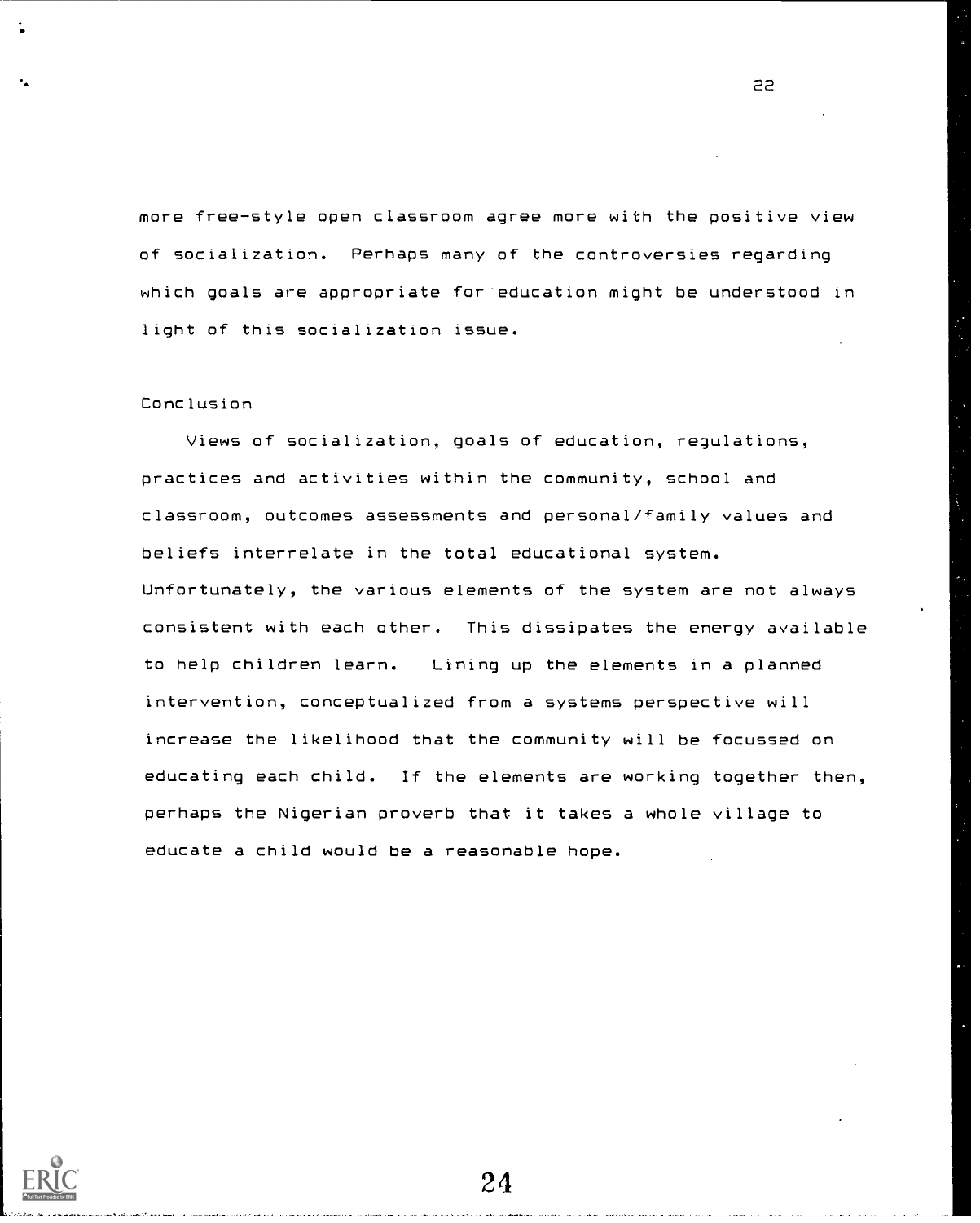more free-style open classroom agree more with the positive view of socialization. Perhaps many of the controversies regarding which goals are appropriate for education might be understood in light of this socialization issue.

## Conclusion

Views of socialization, goals of education, regulations, practices and activities within the community, school and classroom, outcomes assessments and personal/family values and beliefs interrelate in the total educational system. Unfortunately, the various elements of the system are not always consistent with each other. This dissipates the energy available to help children learn. Lining up the elements in a planned intervention, conceptualized from a systems perspective will increase the likelihood that the community will be focussed on educating each child. If the elements are working together then, perhaps the Nigerian proverb that it takes a whole village to educate a child would be a reasonable hope.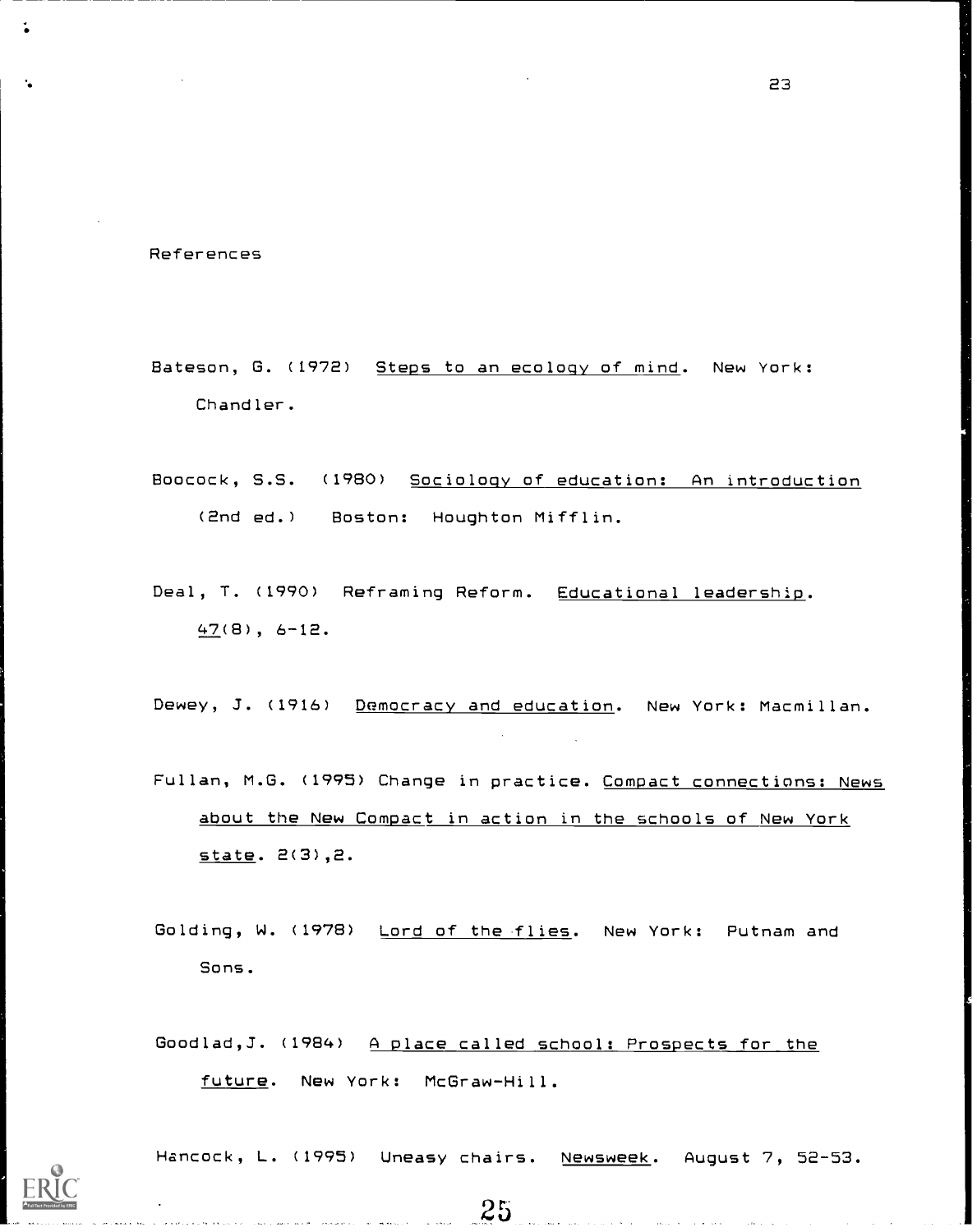# References

Bateson, G. (1972) Steps to an ecology of mind. New York: Chandler.

Boocock, S.S. (1980) Sociology of education: An introduction (2nd ed.) Boston: Houghton Mifflin.

Deal, T. (1990) Reframing Reform. Educational leadership. 47(8), 6-12.

Dewey, J. (1916) Democracy and education. New York: Macmillan.

Fullan, M.G. (1995) Change in practice. Compact connections: News about the New Compact in action in the schools of New York state. 2(3),2.

Golding, W. (1978) Lord of the flies. New York: Putnam and Sons.

Goodlad,J. (1984) A place called school: Prospects for the future. New York: McGraw-Hill.

Hancock, L. (1995) Uneasy chairs. Newsweek. August 7, 52-53.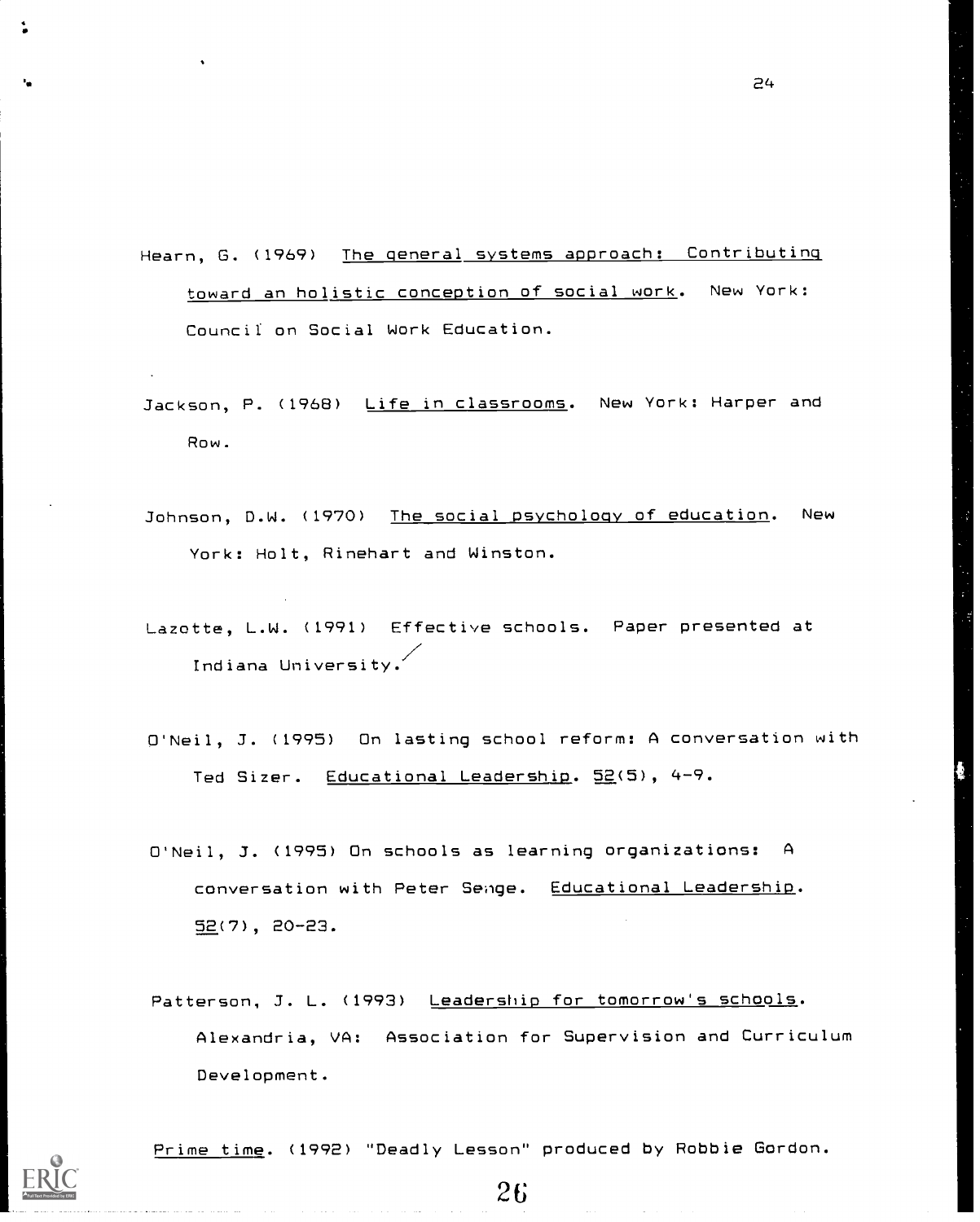Hearn, G. (1969) The general systems approach: Contributing toward an holistic conception of social work. New York: Council on Social Work Education.

Jackson, P. (1968) Life in classrooms. New York: Harper and Row.

Johnson, D.W. (1970) The social psychology of education. New York: Holt, Rinehart and Winston.

Lazotte, L.W. (1991) Effective schools. Paper presented at Indiana University.

O'Neil, J. (1995) On lasting school reform: A conversation with Ted Sizer. Educational Leadership. 52(5), 4-9.

O'Neil, J. (1995) On schools as learning organizations: A conversation with Peter Senge. Educational Leadership. 52(7), 20-23.

Patterson, J. L. (1993) Leadership for tomorrow's schools. Alexandria, VA: Association for Supervision and Curriculum Development.

Prime time. (1992) "Deadly Lesson" produced by Robbie Gordon.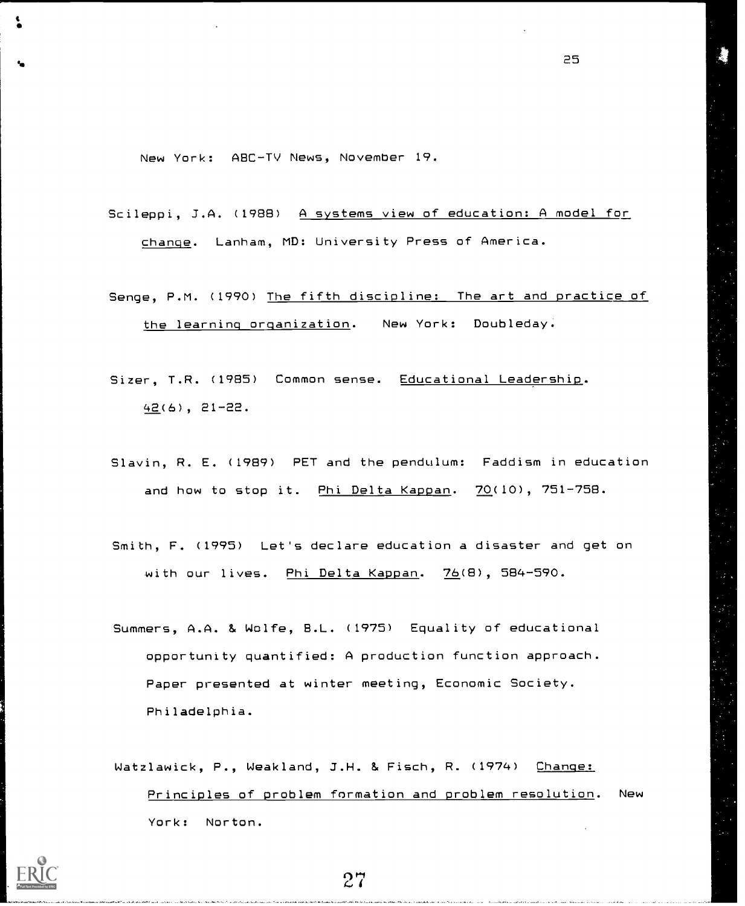New York: ABC-TV News, November 19.

Scileppi, J.A. (1988) A systems view of education: A model for change. Lanham, MD: University Press of America.

Senge, P.M. (1990) The fifth discipline: The art and practice of the learning organization. New York: Doubleday.

Sizer, T.R. (1985) Common sense. Educational Leadership. 42(6), 21-22.

Slavin, R. E. (1989) PET and the pendulum: Faddism in education and how to stop it. Phi Delta Kappan. 70(10), 751-758.

Smith, F. (1995) Let's declare education a disaster and get on with our lives. Phi Delta Kappan. 76(8), 584-590.

Summers, A.A. & Wolfe, B.L. (1975) Equality of educational opportunity quantified: A production function approach. Paper presented at winter meeting, Economic Society. Philadelphia.

Watzlawick, P., Weakland, J.H. & Fisch, R. (1974) Change: Principles of problem formation and problem resolution. New York: Norton.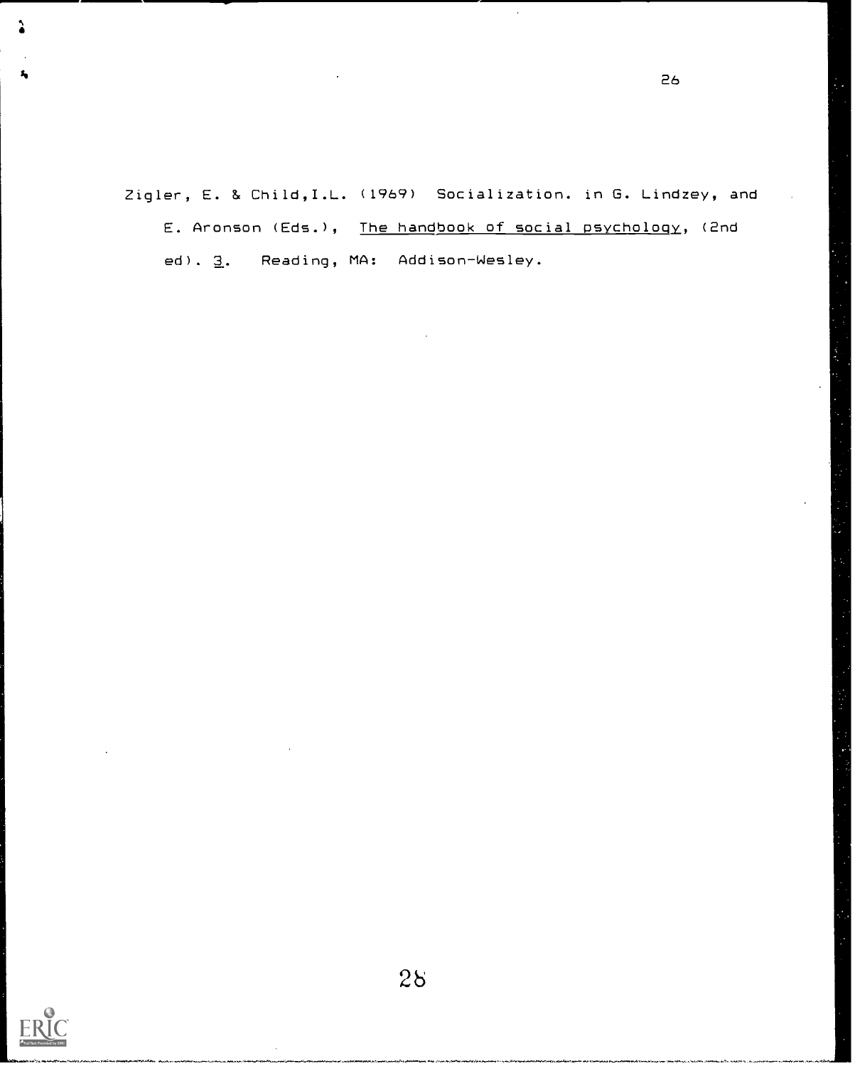Zigler, E. & Child,I.L. (1969) Socialization. in G. Lindzey, and E. Aronson (Eds.), The handbook of social psychology, (2nd ed). 3. Reading, MA: Addison-Wesley.